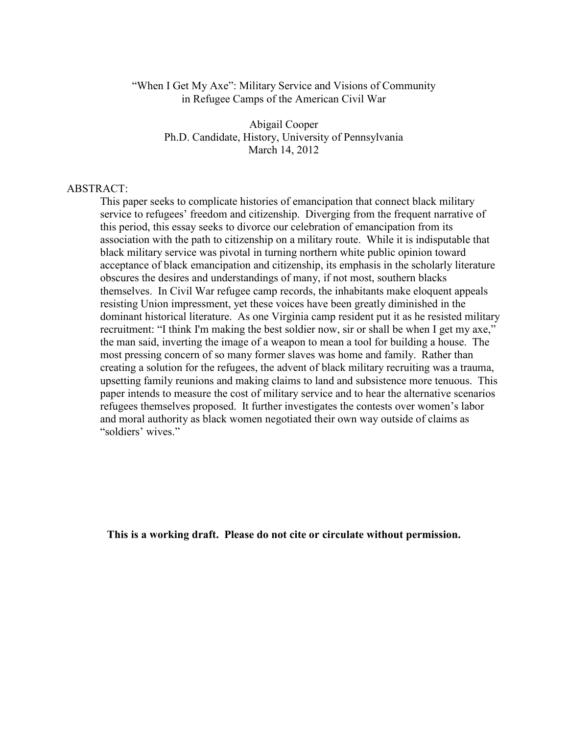# "When I Get My Axe": Military Service and Visions of Community in Refugee Camps of the American Civil War

Abigail Cooper
Ph.D. Candidate, History, University of Pennsylvania
March 14, 2012

ABSTRACT:

This paper seeks to complicate histories of emancipation that connect black military service to refugees' freedom and citizenship. Diverging from the frequent narrative of this period, this essay seeks to divorce our celebration of emancipation from its association with the path to citizenship on a military route. While it is indisputable that black military service was pivotal in turning northern white public opinion toward acceptance of black emancipation and citizenship, its emphasis in the scholarly literature obscures the desires and understandings of many, if not most, southern blacks themselves. In Civil War refugee camp records, the inhabitants make eloquent appeals resisting Union impressment, yet these voices have been greatly diminished in the dominant historical literature. As one Virginia camp resident put it as he resisted military recruitment: "I think I'm making the best soldier now, sir or shall be when I get my axe," the man said, inverting the image of a weapon to mean a tool for building a house. The most pressing concern of so many former slaves was home and family. Rather than creating a solution for the refugees, the advent of black military recruiting was a trauma, upsetting family reunions and making claims to land and subsistence more tenuous. This paper intends to measure the cost of military service and to hear the alternative scenarios refugees themselves proposed. It further investigates the contests over women's labor and moral authority as black women negotiated their own way outside of claims as "soldiers' wives."

**This is a working draft. Please do not cite or circulate without permission.**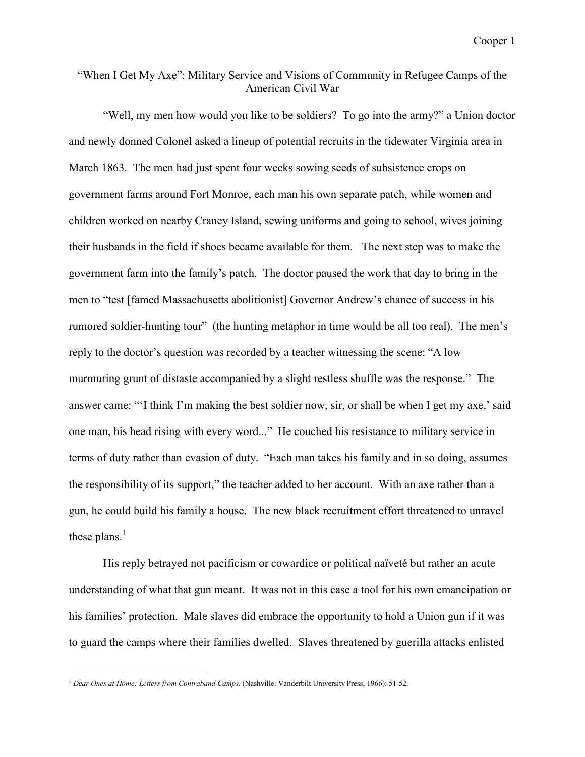# "When I Get My Axe": Military Service and Visions of Community in Refugee Camps of the American Civil War

"Well, my men how would you like to be soldiers? To go into the army?" a Union doctor and newly donned Colonel asked a lineup of potential recruits in the tidewater Virginia area in March 1863. The men had just spent four weeks sowing seeds of subsistence crops on government farms around Fort Monroe, each man his own separate patch, while women and children worked on nearby Craney Island, sewing uniforms and going to school, wives joining their husbands in the field if shoes became available for them. The next step was to make the government farm into the family's patch. The doctor paused the work that day to bring in the men to "test [famed Massachusetts abolitionist] Governor Andrew's chance of success in his rumored soldier-hunting tour" (the hunting metaphor in time would be all too real). The men's reply to the doctor's question was recorded by a teacher witnessing the scene: "A low murmuring grunt of distaste accompanied by a slight restless shuffle was the response." The answer came: "'I think I'm making the best soldier now, sir, or shall be when I get my axe,' said one man, his head rising with every word..." He couched his resistance to military service in terms of duty rather than evasion of duty. "Each man takes his family and in so doing, assumes the responsibility of its support," the teacher added to her account. With an axe rather than a gun, he could build his family a house. The new black recruitment effort threatened to unravel these plans.[1]

His reply betrayed not pacificism or cowardice or political naïveté but rather an acute understanding of what that gun meant. It was not in this case a tool for his own emancipation or his families' protection. Male slaves did embrace the opportunity to hold a Union gun if it was to guard the camps where their families dwelled. Slaves threatened by guerilla attacks enlisted

---

[1] *Dear Ones at Home: Letters from Contraband Camps*. (Nashville: Vanderbilt University Press, 1966): 51-52.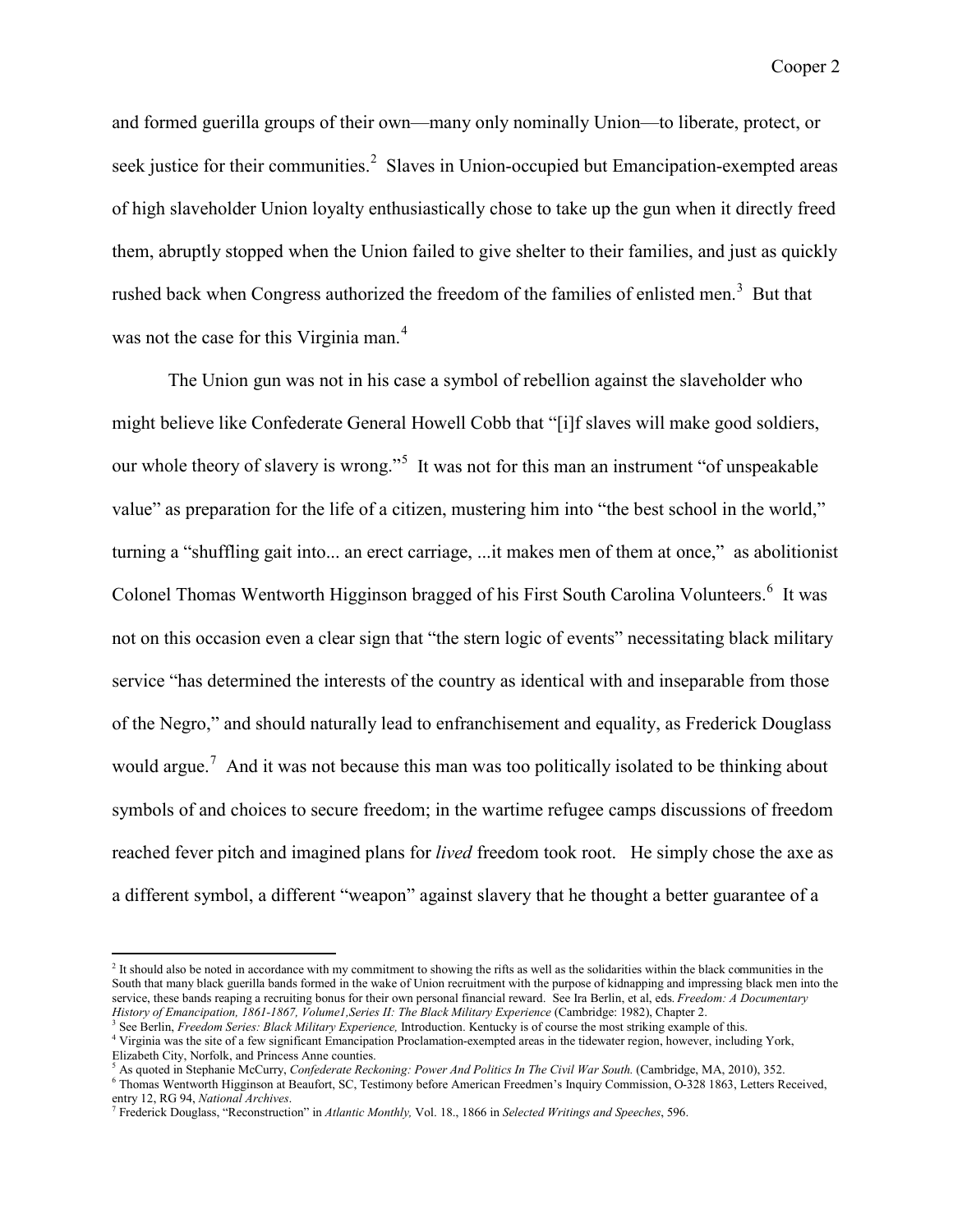and formed guerilla groups of their own—many only nominally Union—to liberate, protect, or seek justice for their communities.[2] Slaves in Union-occupied but Emancipation-exempted areas of high slaveholder Union loyalty enthusiastically chose to take up the gun when it directly freed them, abruptly stopped when the Union failed to give shelter to their families, and just as quickly rushed back when Congress authorized the freedom of the families of enlisted men.[3] But that was not the case for this Virginia man.[4]

The Union gun was not in his case a symbol of rebellion against the slaveholder who might believe like Confederate General Howell Cobb that "[i]f slaves will make good soldiers, our whole theory of slavery is wrong."[5] It was not for this man an instrument "of unspeakable value" as preparation for the life of a citizen, mustering him into "the best school in the world," turning a "shuffling gait into... an erect carriage, ...it makes men of them at once," as abolitionist Colonel Thomas Wentworth Higginson bragged of his First South Carolina Volunteers.[6] It was not on this occasion even a clear sign that "the stern logic of events" necessitating black military service "has determined the interests of the country as identical with and inseparable from those of the Negro," and should naturally lead to enfranchisement and equality, as Frederick Douglass would argue.[7] And it was not because this man was too politically isolated to be thinking about symbols of and choices to secure freedom; in the wartime refugee camps discussions of freedom reached fever pitch and imagined plans for *lived* freedom took root. He simply chose the axe as a different symbol, a different "weapon" against slavery that he thought a better guarantee of a

---

[2] It should also be noted in accordance with my commitment to showing the rifts as well as the solidarities within the black communities in the South that many black guerilla bands formed in the wake of Union recruitment with the purpose of kidnapping and impressing black men into the service, these bands reaping a recruiting bonus for their own personal financial reward. See Ira Berlin, et al, eds. *Freedom: A Documentary History of Emancipation, 1861-1867, Volume1,Series II: The Black Military Experience* (Cambridge: 1982), Chapter 2.

[3] See Berlin, *Freedom Series: Black Military Experience,* Introduction. Kentucky is of course the most striking example of this.

[4] Virginia was the site of a few significant Emancipation Proclamation-exempted areas in the tidewater region, however, including York, Elizabeth City, Norfolk, and Princess Anne counties.

[5] As quoted in Stephanie McCurry, *Confederate Reckoning: Power And Politics In The Civil War South.* (Cambridge, MA, 2010), 352.

[6] Thomas Wentworth Higginson at Beaufort, SC, Testimony before American Freedmen's Inquiry Commission, O-328 1863, Letters Received, entry 12, RG 94, *National Archives*.

[7] Frederick Douglass, "Reconstruction" in *Atlantic Monthly,* Vol. 18., 1866 in *Selected Writings and Speeches*, 596.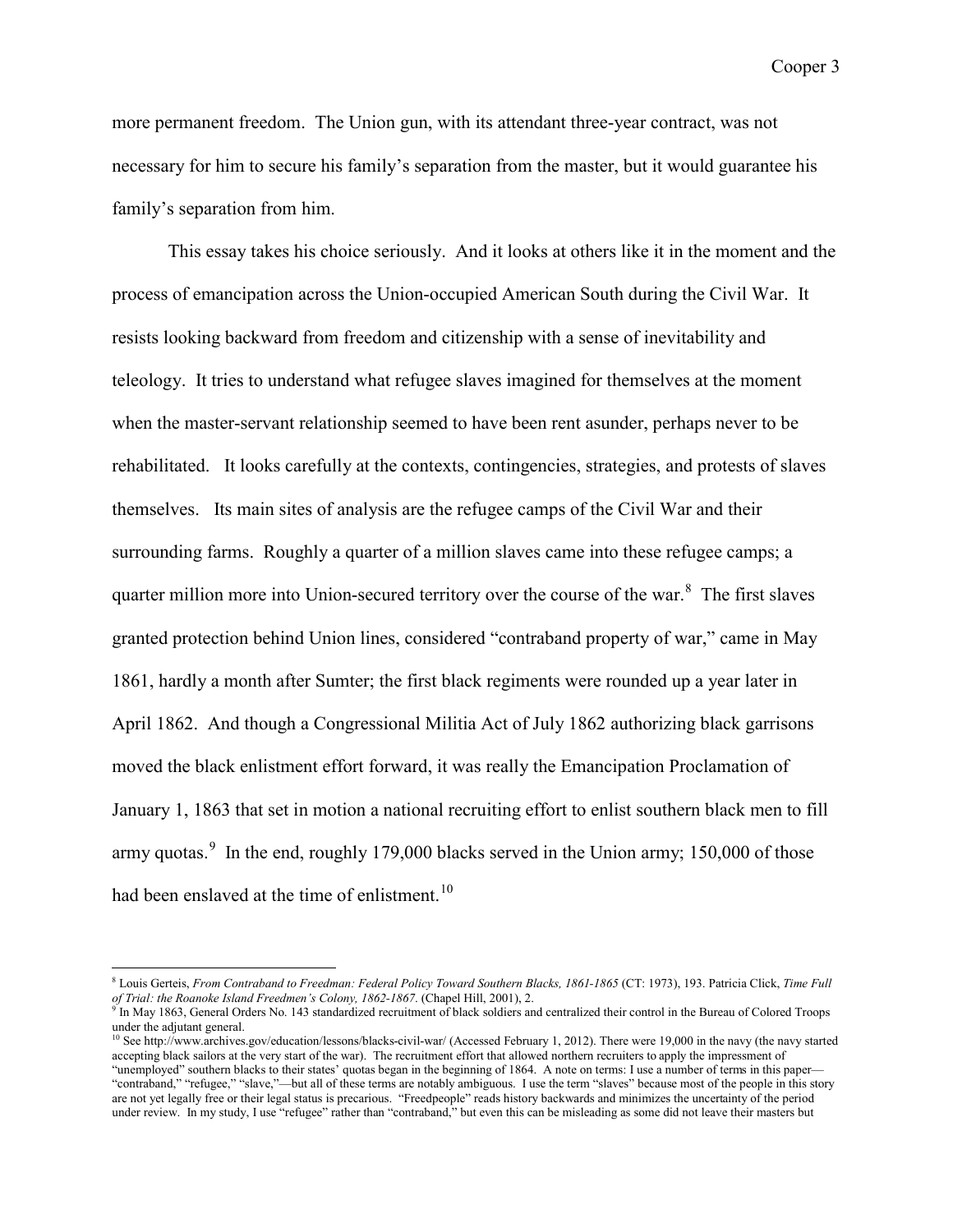more permanent freedom. The Union gun, with its attendant three-year contract, was not necessary for him to secure his family's separation from the master, but it would guarantee his family's separation from him.

This essay takes his choice seriously. And it looks at others like it in the moment and the process of emancipation across the Union-occupied American South during the Civil War. It resists looking backward from freedom and citizenship with a sense of inevitability and teleology. It tries to understand what refugee slaves imagined for themselves at the moment when the master-servant relationship seemed to have been rent asunder, perhaps never to be rehabilitated. It looks carefully at the contexts, contingencies, strategies, and protests of slaves themselves. Its main sites of analysis are the refugee camps of the Civil War and their surrounding farms. Roughly a quarter of a million slaves came into these refugee camps; a quarter million more into Union-secured territory over the course of the war.[8] The first slaves granted protection behind Union lines, considered "contraband property of war," came in May 1861, hardly a month after Sumter; the first black regiments were rounded up a year later in April 1862. And though a Congressional Militia Act of July 1862 authorizing black garrisons moved the black enlistment effort forward, it was really the Emancipation Proclamation of January 1, 1863 that set in motion a national recruiting effort to enlist southern black men to fill army quotas.[9] In the end, roughly 179,000 blacks served in the Union army; 150,000 of those had been enslaved at the time of enlistment.[10]

[8] Louis Gerteis, *From Contraband to Freedman: Federal Policy Toward Southern Blacks, 1861-1865* (CT: 1973), 193. Patricia Click, *Time Full of Trial: the Roanoke Island Freedmen's Colony, 1862-1867*. (Chapel Hill, 2001), 2.

[9] In May 1863, General Orders No. 143 standardized recruitment of black soldiers and centralized their control in the Bureau of Colored Troops under the adjutant general.

[10] See http://www.archives.gov/education/lessons/blacks-civil-war/ (Accessed February 1, 2012). There were 19,000 in the navy (the navy started accepting black sailors at the very start of the war). The recruitment effort that allowed northern recruiters to apply the impressment of "unemployed" southern blacks to their states' quotas began in the beginning of 1864. A note on terms: I use a number of terms in this paper—"contraband," "refugee," "slave,"—but all of these terms are notably ambiguous. I use the term "slaves" because most of the people in this story are not yet legally free or their legal status is precarious. "Freedpeople" reads history backwards and minimizes the uncertainty of the period under review. In my study, I use "refugee" rather than "contraband," but even this can be misleading as some did not leave their masters but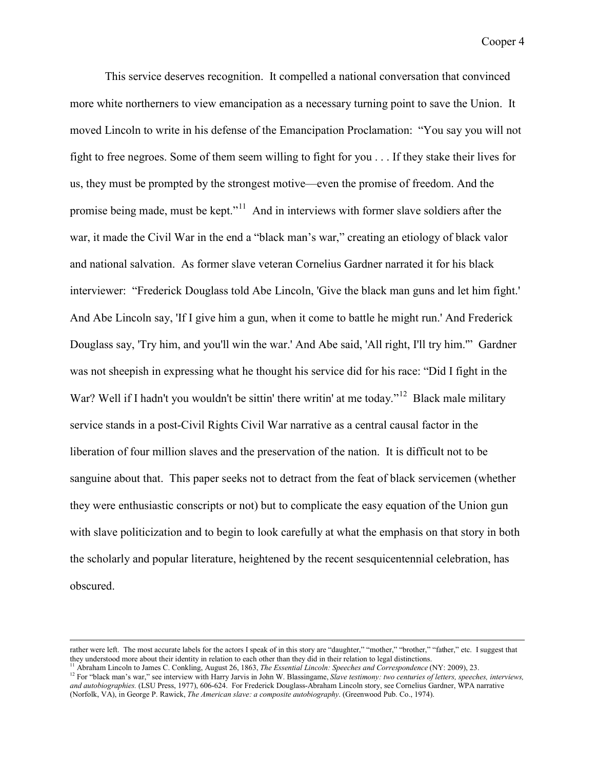This service deserves recognition. It compelled a national conversation that convinced more white northerners to view emancipation as a necessary turning point to save the Union. It moved Lincoln to write in his defense of the Emancipation Proclamation: "You say you will not fight to free negroes. Some of them seem willing to fight for you . . . If they stake their lives for us, they must be prompted by the strongest motive—even the promise of freedom. And the promise being made, must be kept."[11] And in interviews with former slave soldiers after the war, it made the Civil War in the end a "black man's war," creating an etiology of black valor and national salvation. As former slave veteran Cornelius Gardner narrated it for his black interviewer: "Frederick Douglass told Abe Lincoln, 'Give the black man guns and let him fight.' And Abe Lincoln say, 'If I give him a gun, when it come to battle he might run.' And Frederick Douglass say, 'Try him, and you'll win the war.' And Abe said, 'All right, I'll try him.'" Gardner was not sheepish in expressing what he thought his service did for his race: "Did I fight in the War? Well if I hadn't you wouldn't be sittin' there writin' at me today."[12] Black male military service stands in a post-Civil Rights Civil War narrative as a central causal factor in the liberation of four million slaves and the preservation of the nation. It is difficult not to be sanguine about that. This paper seeks not to detract from the feat of black servicemen (whether they were enthusiastic conscripts or not) but to complicate the easy equation of the Union gun with slave politicization and to begin to look carefully at what the emphasis on that story in both the scholarly and popular literature, heightened by the recent sesquicentennial celebration, has obscured.

---

rather were left. The most accurate labels for the actors I speak of in this story are "daughter," "mother," "brother," "father," etc. I suggest that they understood more about their identity in relation to each other than they did in their relation to legal distinctions.

[11] Abraham Lincoln to James C. Conkling, August 26, 1863, *The Essential Lincoln: Speeches and Correspondence* (NY: 2009), 23.

[12] For "black man's war," see interview with Harry Jarvis in John W. Blassingame, *Slave testimony: two centuries of letters, speeches, interviews, and autobiographies.* (LSU Press, 1977), 606-624. For Frederick Douglass-Abraham Lincoln story, see Cornelius Gardner, WPA narrative (Norfolk, VA), in George P. Rawick, *The American slave: a composite autobiography*. (Greenwood Pub. Co., 1974).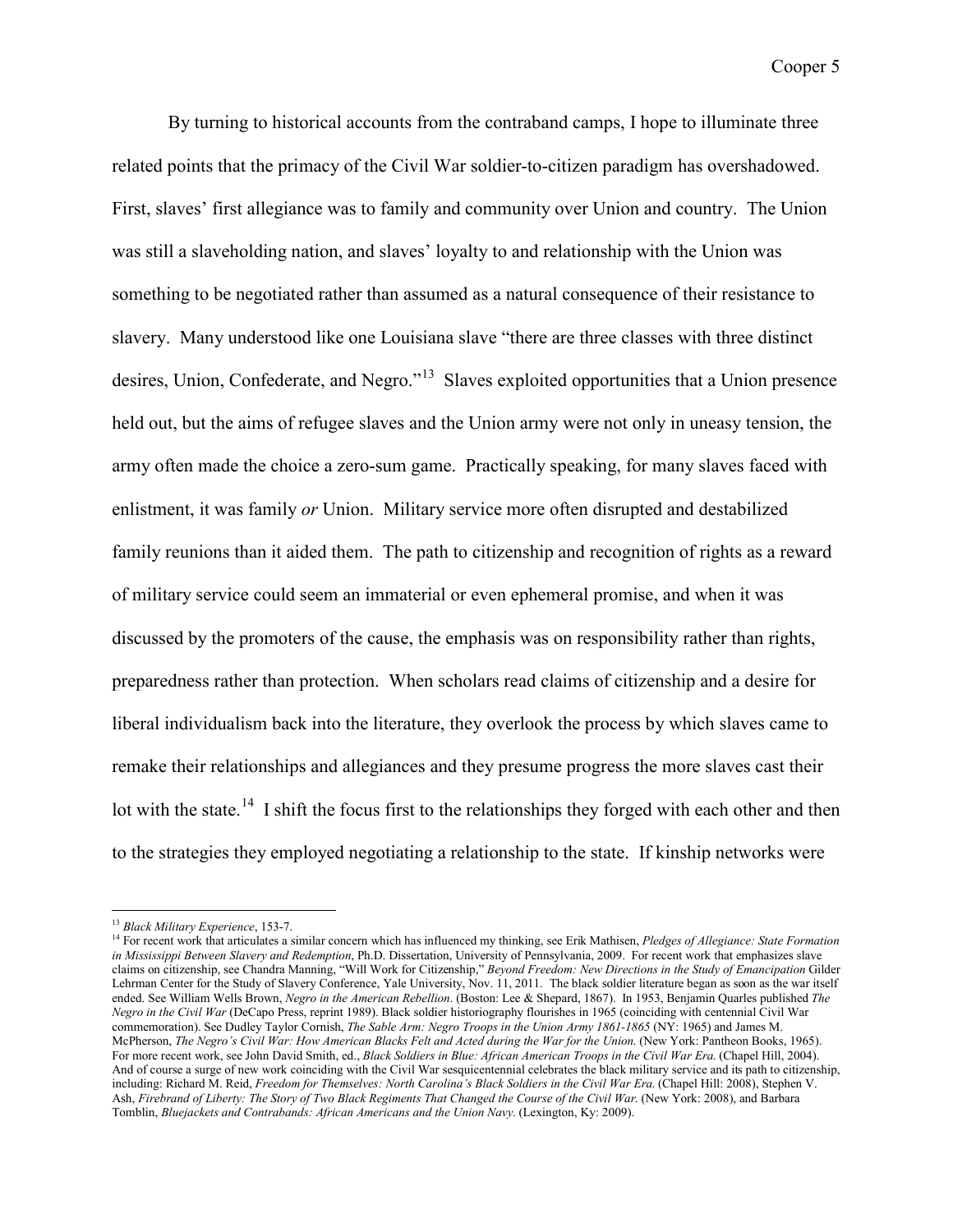By turning to historical accounts from the contraband camps, I hope to illuminate three related points that the primacy of the Civil War soldier-to-citizen paradigm has overshadowed. First, slaves' first allegiance was to family and community over Union and country. The Union was still a slaveholding nation, and slaves' loyalty to and relationship with the Union was something to be negotiated rather than assumed as a natural consequence of their resistance to slavery. Many understood like one Louisiana slave "there are three classes with three distinct desires, Union, Confederate, and Negro."[13] Slaves exploited opportunities that a Union presence held out, but the aims of refugee slaves and the Union army were not only in uneasy tension, the army often made the choice a zero-sum game. Practically speaking, for many slaves faced with enlistment, it was family *or* Union. Military service more often disrupted and destabilized family reunions than it aided them. The path to citizenship and recognition of rights as a reward of military service could seem an immaterial or even ephemeral promise, and when it was discussed by the promoters of the cause, the emphasis was on responsibility rather than rights, preparedness rather than protection. When scholars read claims of citizenship and a desire for liberal individualism back into the literature, they overlook the process by which slaves came to remake their relationships and allegiances and they presume progress the more slaves cast their lot with the state.[14] I shift the focus first to the relationships they forged with each other and then to the strategies they employed negotiating a relationship to the state. If kinship networks were

---

[13] *Black Military Experience*, 153-7.

[14] For recent work that articulates a similar concern which has influenced my thinking, see Erik Mathisen, *Pledges of Allegiance: State Formation in Mississippi Between Slavery and Redemption*, Ph.D. Dissertation, University of Pennsylvania, 2009. For recent work that emphasizes slave claims on citizenship, see Chandra Manning, "Will Work for Citizenship," *Beyond Freedom: New Directions in the Study of Emancipation* Gilder Lehrman Center for the Study of Slavery Conference, Yale University, Nov. 11, 2011. The black soldier literature began as soon as the war itself ended. See William Wells Brown, *Negro in the American Rebellion*. (Boston: Lee & Shepard, 1867). In 1953, Benjamin Quarles published *The Negro in the Civil War* (DeCapo Press, reprint 1989). Black soldier historiography flourishes in 1965 (coinciding with centennial Civil War commemoration). See Dudley Taylor Cornish, *The Sable Arm: Negro Troops in the Union Army 1861-1865* (NY: 1965) and James M. McPherson, *The Negro's Civil War: How American Blacks Felt and Acted during the War for the Union*. (New York: Pantheon Books, 1965). For more recent work, see John David Smith, ed., *Black Soldiers in Blue: African American Troops in the Civil War Era*. (Chapel Hill, 2004). And of course a surge of new work coinciding with the Civil War sesquicentennial celebrates the black military service and its path to citizenship, including: Richard M. Reid, *Freedom for Themselves: North Carolina's Black Soldiers in the Civil War Era*. (Chapel Hill: 2008), Stephen V. Ash, *Firebrand of Liberty: The Story of Two Black Regiments That Changed the Course of the Civil War*. (New York: 2008), and Barbara Tomblin, *Bluejackets and Contrabands: African Americans and the Union Navy*. (Lexington, Ky: 2009).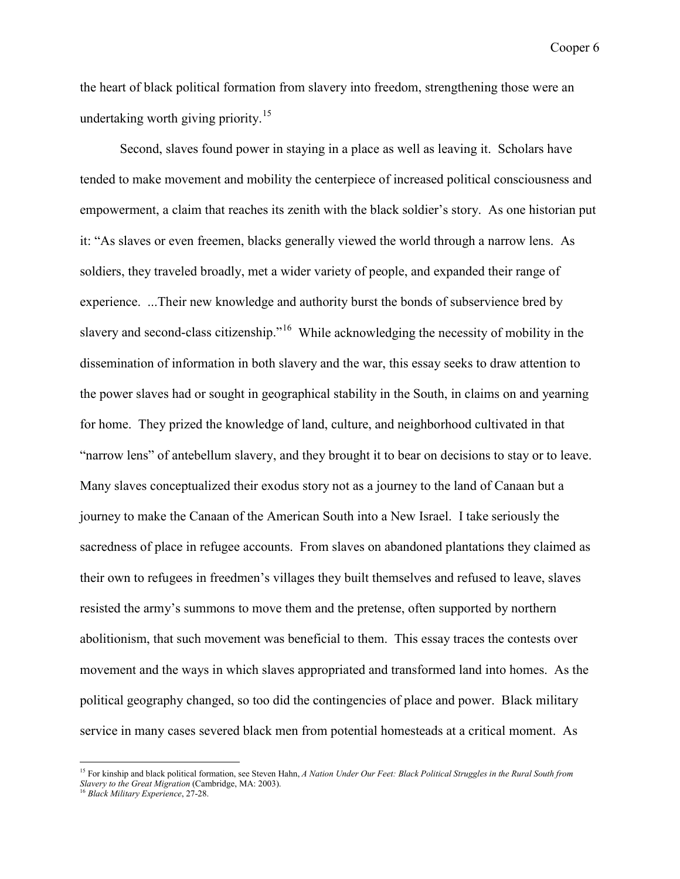the heart of black political formation from slavery into freedom, strengthening those were an undertaking worth giving priority.[15]

Second, slaves found power in staying in a place as well as leaving it. Scholars have tended to make movement and mobility the centerpiece of increased political consciousness and empowerment, a claim that reaches its zenith with the black soldier's story. As one historian put it: "As slaves or even freemen, blacks generally viewed the world through a narrow lens. As soldiers, they traveled broadly, met a wider variety of people, and expanded their range of experience. ...Their new knowledge and authority burst the bonds of subservience bred by slavery and second-class citizenship."[16] While acknowledging the necessity of mobility in the dissemination of information in both slavery and the war, this essay seeks to draw attention to the power slaves had or sought in geographical stability in the South, in claims on and yearning for home. They prized the knowledge of land, culture, and neighborhood cultivated in that "narrow lens" of antebellum slavery, and they brought it to bear on decisions to stay or to leave. Many slaves conceptualized their exodus story not as a journey to the land of Canaan but a journey to make the Canaan of the American South into a New Israel. I take seriously the sacredness of place in refugee accounts. From slaves on abandoned plantations they claimed as their own to refugees in freedmen's villages they built themselves and refused to leave, slaves resisted the army's summons to move them and the pretense, often supported by northern abolitionism, that such movement was beneficial to them. This essay traces the contests over movement and the ways in which slaves appropriated and transformed land into homes. As the political geography changed, so too did the contingencies of place and power. Black military service in many cases severed black men from potential homesteads at a critical moment. As

---

[15] For kinship and black political formation, see Steven Hahn, *A Nation Under Our Feet: Black Political Struggles in the Rural South from Slavery to the Great Migration* (Cambridge, MA: 2003).

[16] *Black Military Experience*, 27-28.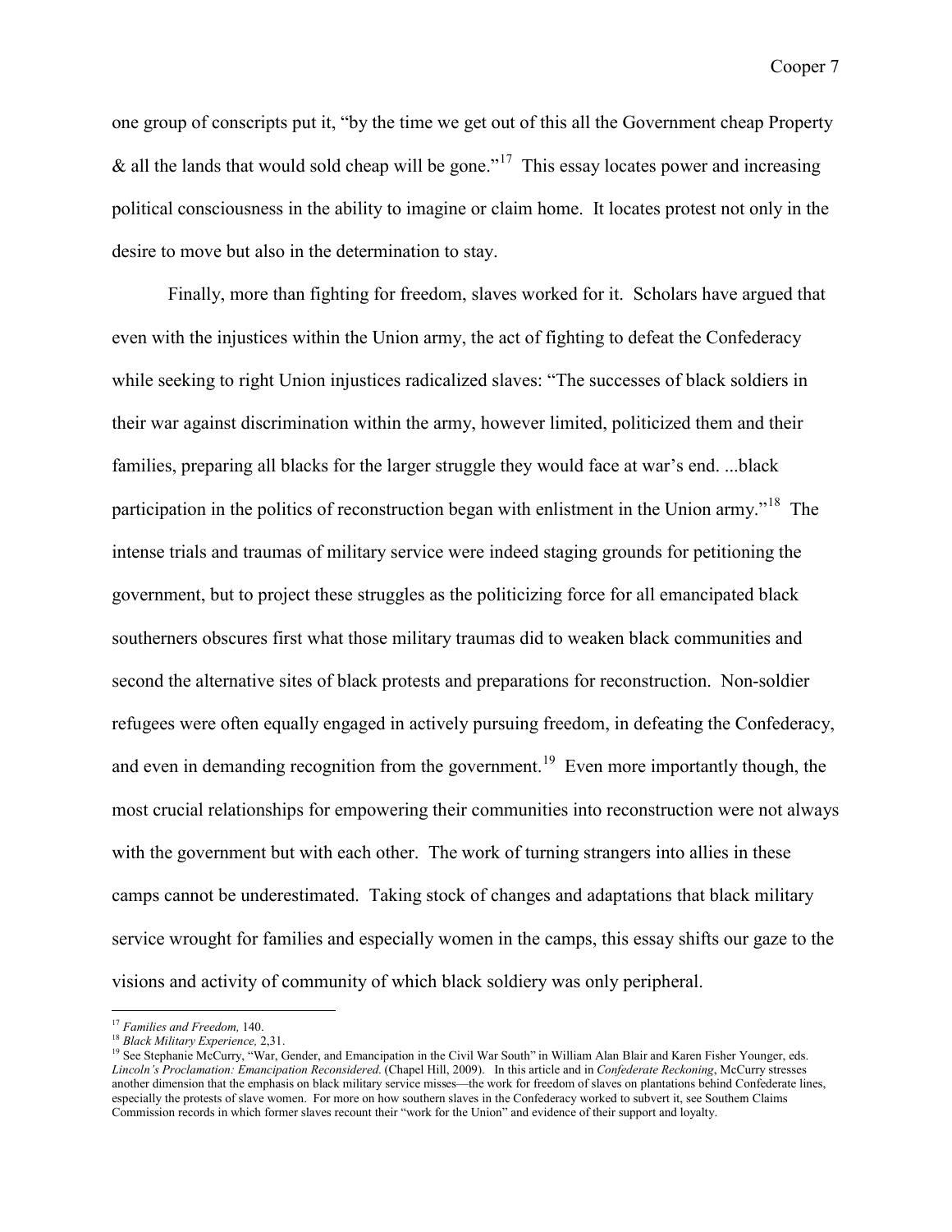one group of conscripts put it, "by the time we get out of this all the Government cheap Property & all the lands that would sold cheap will be gone."[17] This essay locates power and increasing political consciousness in the ability to imagine or claim home. It locates protest not only in the desire to move but also in the determination to stay.

Finally, more than fighting for freedom, slaves worked for it. Scholars have argued that even with the injustices within the Union army, the act of fighting to defeat the Confederacy while seeking to right Union injustices radicalized slaves: "The successes of black soldiers in their war against discrimination within the army, however limited, politicized them and their families, preparing all blacks for the larger struggle they would face at war's end. ...black participation in the politics of reconstruction began with enlistment in the Union army."[18] The intense trials and traumas of military service were indeed staging grounds for petitioning the government, but to project these struggles as the politicizing force for all emancipated black southerners obscures first what those military traumas did to weaken black communities and second the alternative sites of black protests and preparations for reconstruction. Non-soldier refugees were often equally engaged in actively pursuing freedom, in defeating the Confederacy, and even in demanding recognition from the government.[19] Even more importantly though, the most crucial relationships for empowering their communities into reconstruction were not always with the government but with each other. The work of turning strangers into allies in these camps cannot be underestimated. Taking stock of changes and adaptations that black military service wrought for families and especially women in the camps, this essay shifts our gaze to the visions and activity of community of which black soldiery was only peripheral.

---

[17] *Families and Freedom,* 140.

[18] *Black Military Experience,* 2,31.

[19] See Stephanie McCurry, "War, Gender, and Emancipation in the Civil War South" in William Alan Blair and Karen Fisher Younger, eds. *Lincoln's Proclamation: Emancipation Reconsidered.* (Chapel Hill, 2009). In this article and in *Confederate Reckoning*, McCurry stresses another dimension that the emphasis on black military service misses—the work for freedom of slaves on plantations behind Confederate lines, especially the protests of slave women. For more on how southern slaves in the Confederacy worked to subvert it, see Southern Claims Commission records in which former slaves recount their "work for the Union" and evidence of their support and loyalty.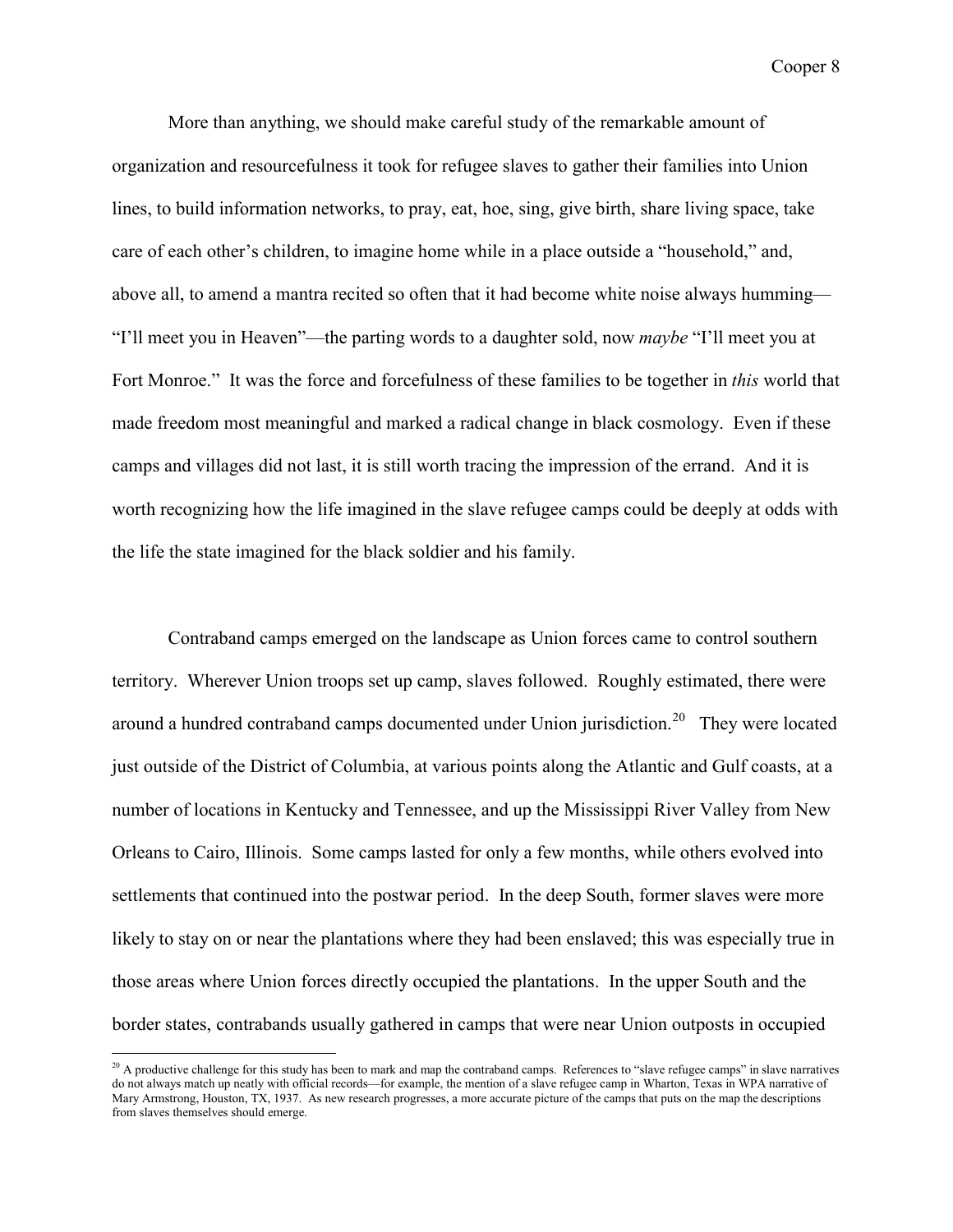More than anything, we should make careful study of the remarkable amount of organization and resourcefulness it took for refugee slaves to gather their families into Union lines, to build information networks, to pray, eat, hoe, sing, give birth, share living space, take care of each other's children, to imagine home while in a place outside a "household," and, above all, to amend a mantra recited so often that it had become white noise always humming—"I'll meet you in Heaven"—the parting words to a daughter sold, now *maybe* "I'll meet you at Fort Monroe." It was the force and forcefulness of these families to be together in *this* world that made freedom most meaningful and marked a radical change in black cosmology. Even if these camps and villages did not last, it is still worth tracing the impression of the errand. And it is worth recognizing how the life imagined in the slave refugee camps could be deeply at odds with the life the state imagined for the black soldier and his family.

Contraband camps emerged on the landscape as Union forces came to control southern territory. Wherever Union troops set up camp, slaves followed. Roughly estimated, there were around a hundred contraband camps documented under Union jurisdiction.[20] They were located just outside of the District of Columbia, at various points along the Atlantic and Gulf coasts, at a number of locations in Kentucky and Tennessee, and up the Mississippi River Valley from New Orleans to Cairo, Illinois. Some camps lasted for only a few months, while others evolved into settlements that continued into the postwar period. In the deep South, former slaves were more likely to stay on or near the plantations where they had been enslaved; this was especially true in those areas where Union forces directly occupied the plantations. In the upper South and the border states, contrabands usually gathered in camps that were near Union outposts in occupied

[20] A productive challenge for this study has been to mark and map the contraband camps. References to "slave refugee camps" in slave narratives do not always match up neatly with official records—for example, the mention of a slave refugee camp in Wharton, Texas in WPA narrative of Mary Armstrong, Houston, TX, 1937. As new research progresses, a more accurate picture of the camps that puts on the map the descriptions from slaves themselves should emerge.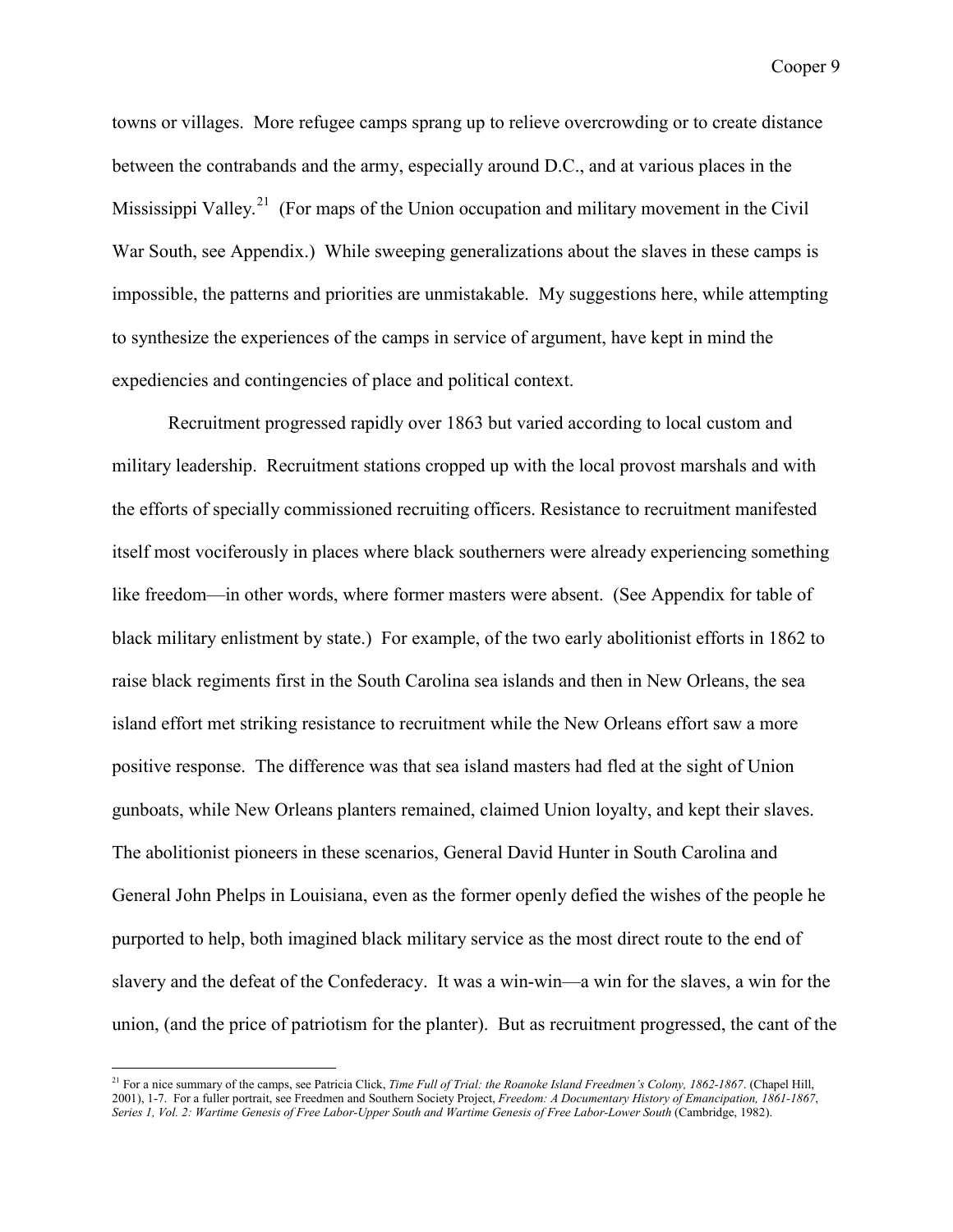towns or villages. More refugee camps sprang up to relieve overcrowding or to create distance between the contrabands and the army, especially around D.C., and at various places in the Mississippi Valley.[21] (For maps of the Union occupation and military movement in the Civil War South, see Appendix.) While sweeping generalizations about the slaves in these camps is impossible, the patterns and priorities are unmistakable. My suggestions here, while attempting to synthesize the experiences of the camps in service of argument, have kept in mind the expediencies and contingencies of place and political context.

Recruitment progressed rapidly over 1863 but varied according to local custom and military leadership. Recruitment stations cropped up with the local provost marshals and with the efforts of specially commissioned recruiting officers. Resistance to recruitment manifested itself most vociferously in places where black southerners were already experiencing something like freedom—in other words, where former masters were absent. (See Appendix for table of black military enlistment by state.) For example, of the two early abolitionist efforts in 1862 to raise black regiments first in the South Carolina sea islands and then in New Orleans, the sea island effort met striking resistance to recruitment while the New Orleans effort saw a more positive response. The difference was that sea island masters had fled at the sight of Union gunboats, while New Orleans planters remained, claimed Union loyalty, and kept their slaves. The abolitionist pioneers in these scenarios, General David Hunter in South Carolina and General John Phelps in Louisiana, even as the former openly defied the wishes of the people he purported to help, both imagined black military service as the most direct route to the end of slavery and the defeat of the Confederacy. It was a win-win—a win for the slaves, a win for the union, (and the price of patriotism for the planter). But as recruitment progressed, the cant of the

---

[21] For a nice summary of the camps, see Patricia Click, *Time Full of Trial: the Roanoke Island Freedmen's Colony, 1862-1867*. (Chapel Hill, 2001), 1-7. For a fuller portrait, see Freedmen and Southern Society Project, *Freedom: A Documentary History of Emancipation, 1861-1867, Series 1, Vol. 2: Wartime Genesis of Free Labor-Upper South and Wartime Genesis of Free Labor-Lower South* (Cambridge, 1982).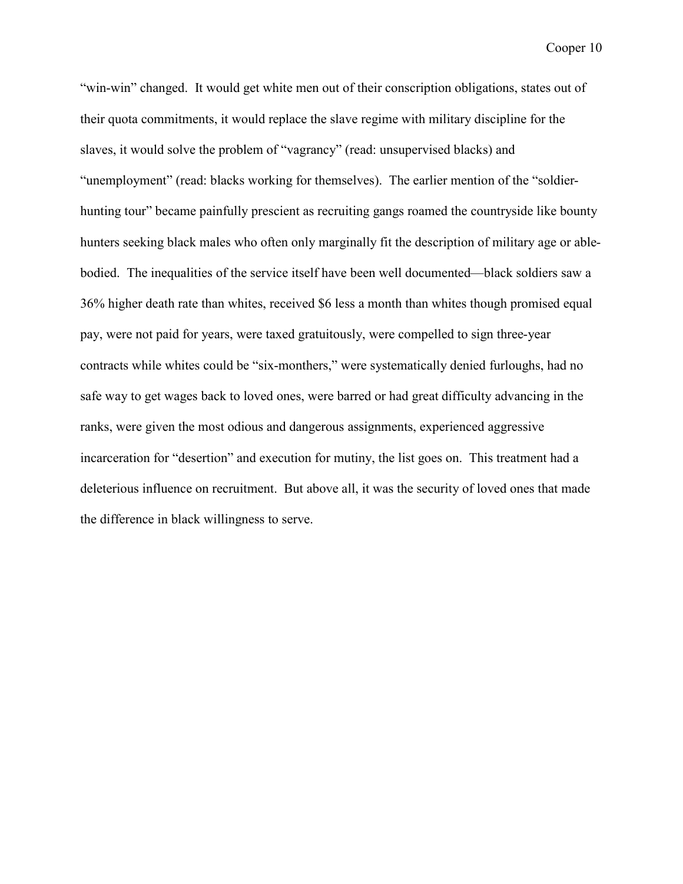"win-win" changed. It would get white men out of their conscription obligations, states out of their quota commitments, it would replace the slave regime with military discipline for the slaves, it would solve the problem of "vagrancy" (read: unsupervised blacks) and "unemployment" (read: blacks working for themselves). The earlier mention of the "soldier-hunting tour" became painfully prescient as recruiting gangs roamed the countryside like bounty hunters seeking black males who often only marginally fit the description of military age or able-bodied. The inequalities of the service itself have been well documented—black soldiers saw a 36% higher death rate than whites, received $6 less a month than whites though promised equal pay, were not paid for years, were taxed gratuitously, were compelled to sign three-year contracts while whites could be "six-monthers," were systematically denied furloughs, had no safe way to get wages back to loved ones, were barred or had great difficulty advancing in the ranks, were given the most odious and dangerous assignments, experienced aggressive incarceration for "desertion" and execution for mutiny, the list goes on. This treatment had a deleterious influence on recruitment. But above all, it was the security of loved ones that made the difference in black willingness to serve.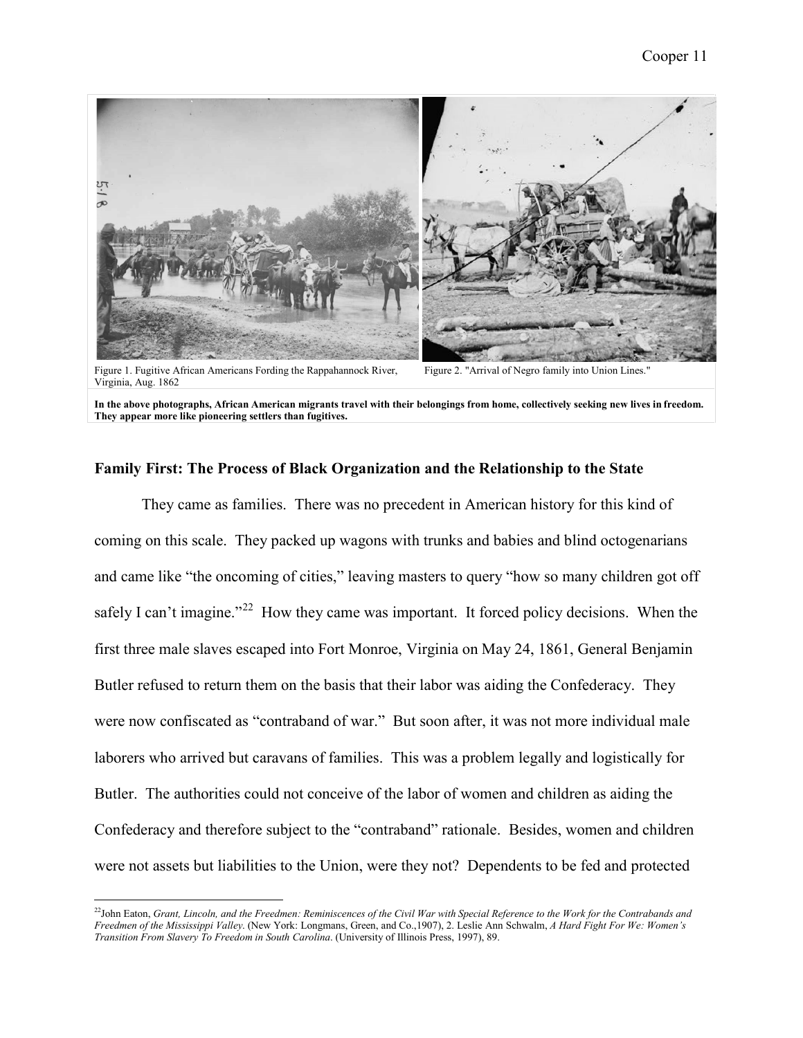Figure 1. Fugitive African Americans Fording the Rappahannock River, Virginia, Aug. 1862

Figure 2. "Arrival of Negro family into Union Lines."

**In the above photographs, African American migrants travel with their belongings from home, collectively seeking new lives in freedom. They appear more like pioneering settlers than fugitives.**

### Family First: The Process of Black Organization and the Relationship to the State

They came as families. There was no precedent in American history for this kind of coming on this scale. They packed up wagons with trunks and babies and blind octogenarians and came like "the oncoming of cities," leaving masters to query "how so many children got off safely I can't imagine."[22] How they came was important. It forced policy decisions. When the first three male slaves escaped into Fort Monroe, Virginia on May 24, 1861, General Benjamin Butler refused to return them on the basis that their labor was aiding the Confederacy. They were now confiscated as "contraband of war." But soon after, it was not more individual male laborers who arrived but caravans of families. This was a problem legally and logistically for Butler. The authorities could not conceive of the labor of women and children as aiding the Confederacy and therefore subject to the "contraband" rationale. Besides, women and children were not assets but liabilities to the Union, were they not? Dependents to be fed and protected

---

[22]John Eaton, *Grant, Lincoln, and the Freedmen: Reminiscences of the Civil War with Special Reference to the Work for the Contrabands and Freedmen of the Mississippi Valley*. (New York: Longmans, Green, and Co.,1907), 2. Leslie Ann Schwalm, *A Hard Fight For We: Women's Transition From Slavery To Freedom in South Carolina*. (University of Illinois Press, 1997), 89.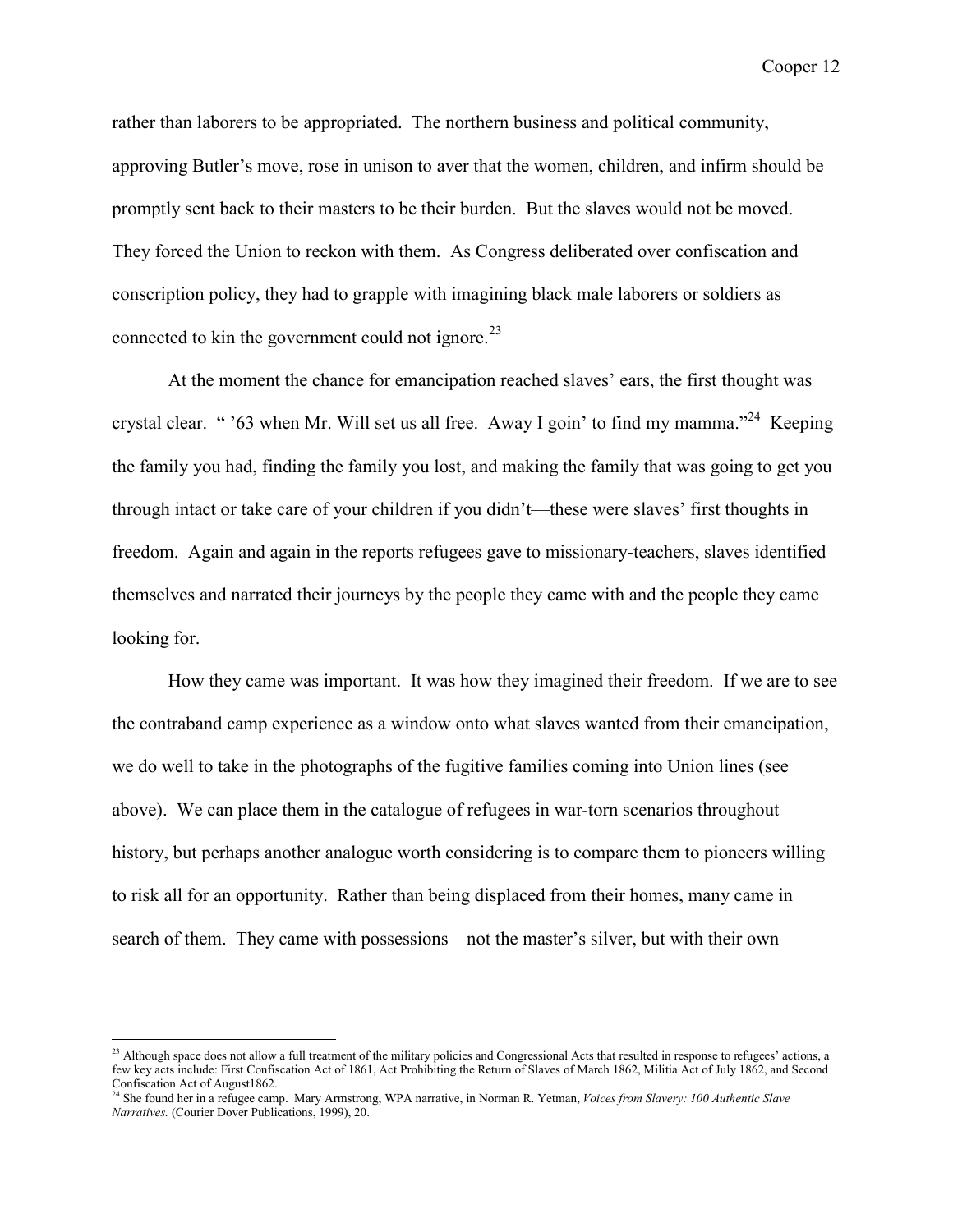rather than laborers to be appropriated. The northern business and political community, approving Butler's move, rose in unison to aver that the women, children, and infirm should be promptly sent back to their masters to be their burden. But the slaves would not be moved. They forced the Union to reckon with them. As Congress deliberated over confiscation and conscription policy, they had to grapple with imagining black male laborers or soldiers as connected to kin the government could not ignore.[23]

At the moment the chance for emancipation reached slaves' ears, the first thought was crystal clear. " '63 when Mr. Will set us all free. Away I goin' to find my mamma."[24] Keeping the family you had, finding the family you lost, and making the family that was going to get you through intact or take care of your children if you didn't—these were slaves' first thoughts in freedom. Again and again in the reports refugees gave to missionary-teachers, slaves identified themselves and narrated their journeys by the people they came with and the people they came looking for.

How they came was important. It was how they imagined their freedom. If we are to see the contraband camp experience as a window onto what slaves wanted from their emancipation, we do well to take in the photographs of the fugitive families coming into Union lines (see above). We can place them in the catalogue of refugees in war-torn scenarios throughout history, but perhaps another analogue worth considering is to compare them to pioneers willing to risk all for an opportunity. Rather than being displaced from their homes, many came in search of them. They came with possessions—not the master's silver, but with their own

---

[23] Although space does not allow a full treatment of the military policies and Congressional Acts that resulted in response to refugees' actions, a few key acts include: First Confiscation Act of 1861, Act Prohibiting the Return of Slaves of March 1862, Militia Act of July 1862, and Second Confiscation Act of August1862.

[24] She found her in a refugee camp. Mary Armstrong, WPA narrative, in Norman R. Yetman, *Voices from Slavery: 100 Authentic Slave Narratives.* (Courier Dover Publications, 1999), 20.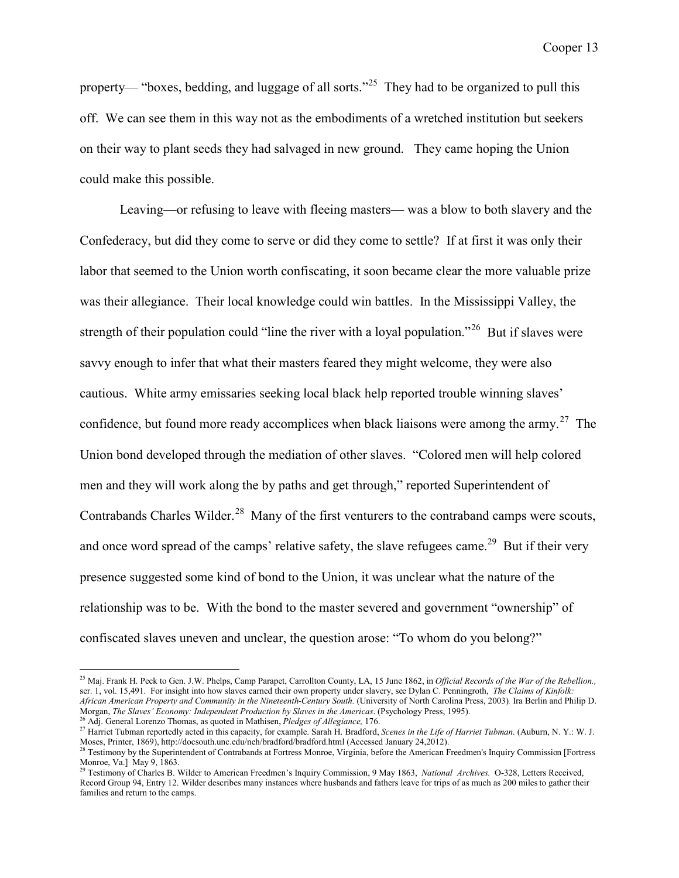property— “boxes, bedding, and luggage of all sorts.”[25] They had to be organized to pull this off. We can see them in this way not as the embodiments of a wretched institution but seekers on their way to plant seeds they had salvaged in new ground. They came hoping the Union could make this possible.

Leaving—or refusing to leave with fleeing masters— was a blow to both slavery and the Confederacy, but did they come to serve or did they come to settle? If at first it was only their labor that seemed to the Union worth confiscating, it soon became clear the more valuable prize was their allegiance. Their local knowledge could win battles. In the Mississippi Valley, the strength of their population could “line the river with a loyal population.”[26] But if slaves were savvy enough to infer that what their masters feared they might welcome, they were also cautious. White army emissaries seeking local black help reported trouble winning slaves' confidence, but found more ready accomplices when black liaisons were among the army.[27] The Union bond developed through the mediation of other slaves. “Colored men will help colored men and they will work along the by paths and get through,” reported Superintendent of Contrabands Charles Wilder.[28] Many of the first venturers to the contraband camps were scouts, and once word spread of the camps' relative safety, the slave refugees came.[29] But if their very presence suggested some kind of bond to the Union, it was unclear what the nature of the relationship was to be. With the bond to the master severed and government “ownership” of confiscated slaves uneven and unclear, the question arose: “To whom do you belong?”

---

[25] Maj. Frank H. Peck to Gen. J.W. Phelps, Camp Parapet, Carrollton County, LA, 15 June 1862, in *Official Records of the War of the Rebellion.,* ser. 1, vol. 15,491. For insight into how slaves earned their own property under slavery, see Dylan C. Penningroth, *The Claims of Kinfolk: African American Property and Community in the Nineteenth-Century South.* (University of North Carolina Press, 2003). Ira Berlin and Philip D. Morgan, *The Slaves' Economy: Independent Production by Slaves in the Americas*. (Psychology Press, 1995).

[26] Adj. General Lorenzo Thomas, as quoted in Mathisen, *Pledges of Allegiance,* 176.

[27] Harriet Tubman reportedly acted in this capacity, for example. Sarah H. Bradford, *Scenes in the Life of Harriet Tubman*. (Auburn, N. Y.: W. J. Moses, Printer, 1869), http://docsouth.unc.edu/neh/bradford/bradford.html (Accessed January 24,2012).

[28] Testimony by the Superintendent of Contrabands at Fortress Monroe, Virginia, before the American Freedmen's Inquiry Commission [Fortress Monroe, Va.] May 9, 1863.

[29] Testimony of Charles B. Wilder to American Freedmen's Inquiry Commission, 9 May 1863, *National Archives.* O-328, Letters Received, Record Group 94, Entry 12. Wilder describes many instances where husbands and fathers leave for trips of as much as 200 miles to gather their families and return to the camps.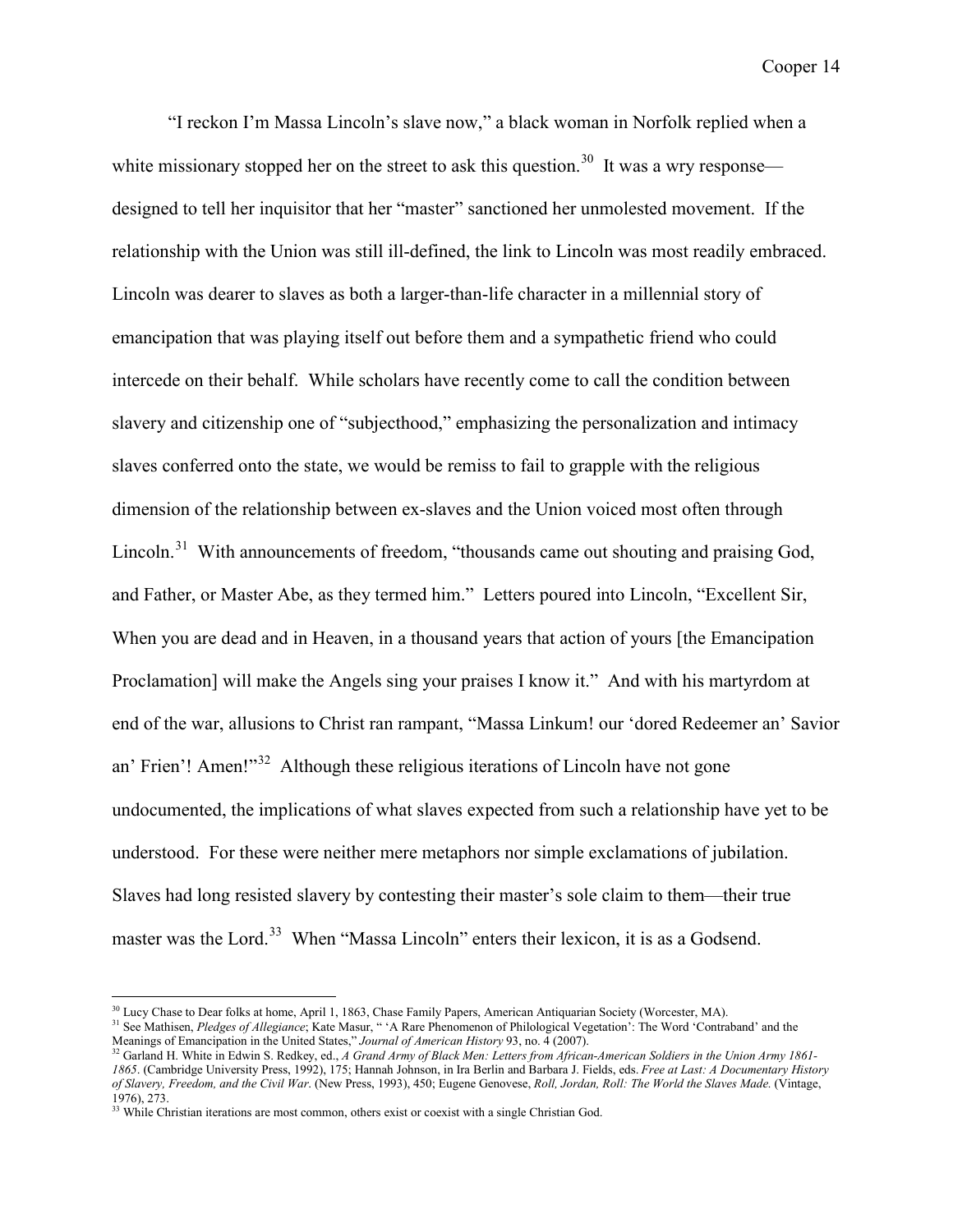"I reckon I'm Massa Lincoln's slave now," a black woman in Norfolk replied when a white missionary stopped her on the street to ask this question.[30] It was a wry response—designed to tell her inquisitor that her "master" sanctioned her unmolested movement. If the relationship with the Union was still ill-defined, the link to Lincoln was most readily embraced. Lincoln was dearer to slaves as both a larger-than-life character in a millennial story of emancipation that was playing itself out before them and a sympathetic friend who could intercede on their behalf. While scholars have recently come to call the condition between slavery and citizenship one of "subjecthood," emphasizing the personalization and intimacy slaves conferred onto the state, we would be remiss to fail to grapple with the religious dimension of the relationship between ex-slaves and the Union voiced most often through Lincoln.[31] With announcements of freedom, "thousands came out shouting and praising God, and Father, or Master Abe, as they termed him." Letters poured into Lincoln, "Excellent Sir, When you are dead and in Heaven, in a thousand years that action of yours [the Emancipation Proclamation] will make the Angels sing your praises I know it." And with his martyrdom at end of the war, allusions to Christ ran rampant, "Massa Linkum! our 'dored Redeemer an' Savior an' Frien'! Amen!"[32] Although these religious iterations of Lincoln have not gone undocumented, the implications of what slaves expected from such a relationship have yet to be understood. For these were neither mere metaphors nor simple exclamations of jubilation. Slaves had long resisted slavery by contesting their master's sole claim to them—their true master was the Lord.[33] When "Massa Lincoln" enters their lexicon, it is as a Godsend.

---

[30] Lucy Chase to Dear folks at home, April 1, 1863, Chase Family Papers, American Antiquarian Society (Worcester, MA).

[31] See Mathisen, *Pledges of Allegiance*; Kate Masur, " 'A Rare Phenomenon of Philological Vegetation': The Word 'Contraband' and the Meanings of Emancipation in the United States," *Journal of American History* 93, no. 4 (2007).

[32] Garland H. White in Edwin S. Redkey, ed., *A Grand Army of Black Men: Letters from African-American Soldiers in the Union Army 1861-1865*. (Cambridge University Press, 1992), 175; Hannah Johnson, in Ira Berlin and Barbara J. Fields, eds. *Free at Last: A Documentary History of Slavery, Freedom, and the Civil War*. (New Press, 1993), 450; Eugene Genovese, *Roll, Jordan, Roll: The World the Slaves Made.* (Vintage, 1976), 273.

[33] While Christian iterations are most common, others exist or coexist with a single Christian God.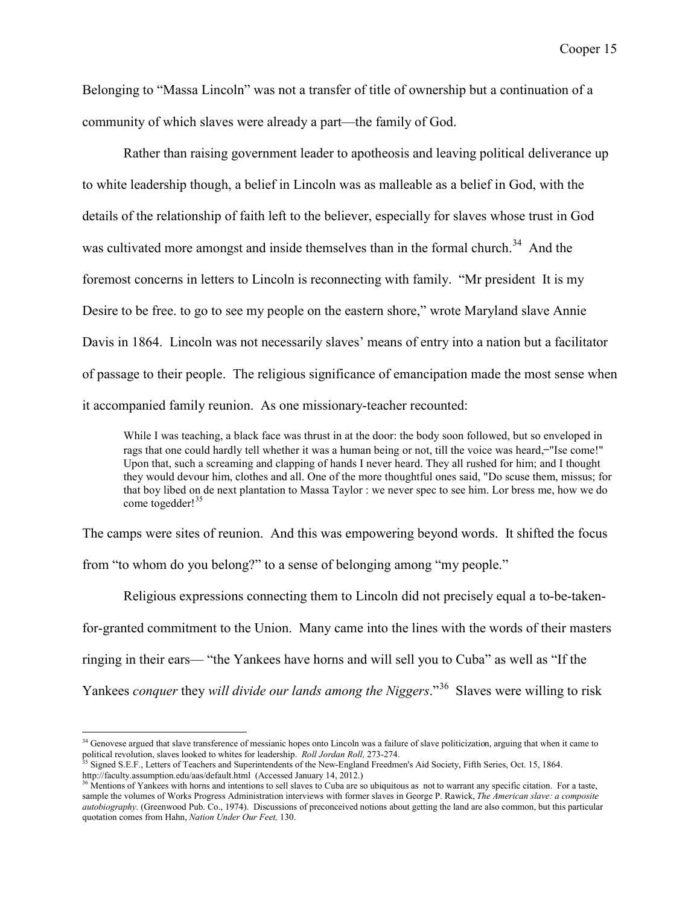Belonging to "Massa Lincoln" was not a transfer of title of ownership but a continuation of a community of which slaves were already a part—the family of God.

Rather than raising government leader to apotheosis and leaving political deliverance up to white leadership though, a belief in Lincoln was as malleable as a belief in God, with the details of the relationship of faith left to the believer, especially for slaves whose trust in God was cultivated more amongst and inside themselves than in the formal church.[34] And the foremost concerns in letters to Lincoln is reconnecting with family. "Mr president It is my Desire to be free. to go to see my people on the eastern shore," wrote Maryland slave Annie Davis in 1864. Lincoln was not necessarily slaves' means of entry into a nation but a facilitator of passage to their people. The religious significance of emancipation made the most sense when it accompanied family reunion. As one missionary-teacher recounted:

> While I was teaching, a black face was thrust in at the door: the body soon followed, but so enveloped in rags that one could hardly tell whether it was a human being or not, till the voice was heard,–"Ise come!" Upon that, such a screaming and clapping of hands I never heard. They all rushed for him; and I thought they would devour him, clothes and all. One of the more thoughtful ones said, "Do scuse them, missus; for that boy libed on de next plantation to Massa Taylor : we never spec to see him. Lor bress me, how we do come togedder![35]

The camps were sites of reunion. And this was empowering beyond words. It shifted the focus from "to whom do you belong?" to a sense of belonging among "my people."

Religious expressions connecting them to Lincoln did not precisely equal a to-be-taken-for-granted commitment to the Union. Many came into the lines with the words of their masters ringing in their ears— "the Yankees have horns and will sell you to Cuba" as well as "If the Yankees *conquer* they *will divide our lands among the Niggers*."[36] Slaves were willing to risk

---

[34] Genovese argued that slave transference of messianic hopes onto Lincoln was a failure of slave politicization, arguing that when it came to political revolution, slaves looked to whites for leadership. *Roll Jordan Roll,* 273-274.

[35] Signed S.E.F., Letters of Teachers and Superintendents of the New-England Freedmen's Aid Society, Fifth Series, Oct. 15, 1864. http://faculty.assumption.edu/aas/default.html (Accessed January 14, 2012.)

[36] Mentions of Yankees with horns and intentions to sell slaves to Cuba are so ubiquitous as not to warrant any specific citation. For a taste, sample the volumes of Works Progress Administration interviews with former slaves in George P. Rawick, *The American slave: a composite autobiography*. (Greenwood Pub. Co., 1974). Discussions of preconceived notions about getting the land are also common, but this particular quotation comes from Hahn, *Nation Under Our Feet,* 130.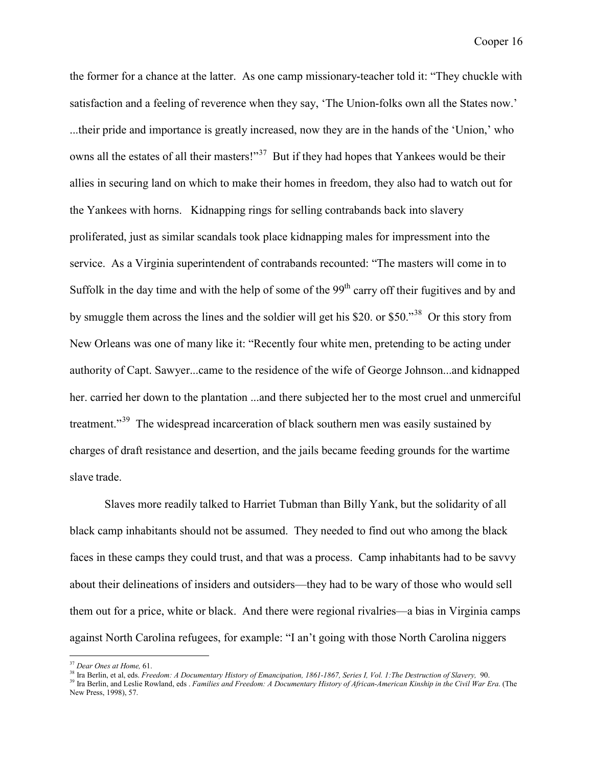the former for a chance at the latter. As one camp missionary-teacher told it: "They chuckle with satisfaction and a feeling of reverence when they say, 'The Union-folks own all the States now.' ...their pride and importance is greatly increased, now they are in the hands of the 'Union,' who owns all the estates of all their masters!"[37] But if they had hopes that Yankees would be their allies in securing land on which to make their homes in freedom, they also had to watch out for the Yankees with horns. Kidnapping rings for selling contrabands back into slavery proliferated, just as similar scandals took place kidnapping males for impressment into the service. As a Virginia superintendent of contrabands recounted: "The masters will come in to Suffolk in the day time and with the help of some of the 99th carry off their fugitives and by and by smuggle them across the lines and the soldier will get his $20. or $50."[38] Or this story from New Orleans was one of many like it: "Recently four white men, pretending to be acting under authority of Capt. Sawyer...came to the residence of the wife of George Johnson...and kidnapped her. carried her down to the plantation ...and there subjected her to the most cruel and unmerciful treatment."[39] The widespread incarceration of black southern men was easily sustained by charges of draft resistance and desertion, and the jails became feeding grounds for the wartime slave trade.

Slaves more readily talked to Harriet Tubman than Billy Yank, but the solidarity of all black camp inhabitants should not be assumed. They needed to find out who among the black faces in these camps they could trust, and that was a process. Camp inhabitants had to be savvy about their delineations of insiders and outsiders—they had to be wary of those who would sell them out for a price, white or black. And there were regional rivalries—a bias in Virginia camps against North Carolina refugees, for example: "I an't going with those North Carolina niggers

---

[37] *Dear Ones at Home,* 61.

[38] Ira Berlin, et al, eds. *Freedom: A Documentary History of Emancipation, 1861-1867, Series I, Vol. 1:The Destruction of Slavery,* 90.

[39] Ira Berlin, and Leslie Rowland, eds . *Families and Freedom: A Documentary History of African-American Kinship in the Civil War Era*. (The New Press, 1998), 57.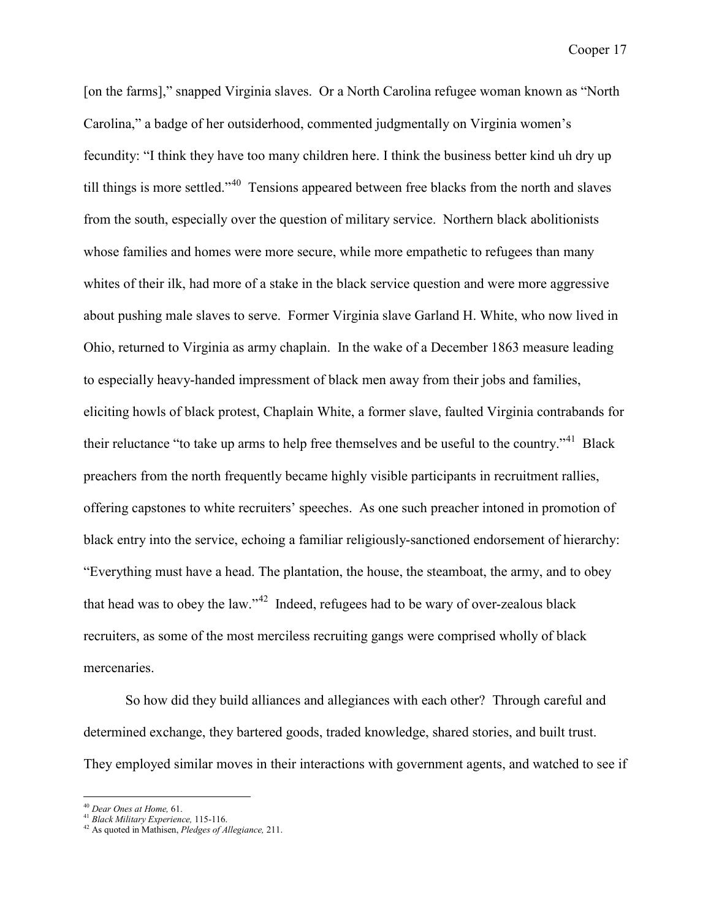[on the farms]," snapped Virginia slaves. Or a North Carolina refugee woman known as "North Carolina," a badge of her outsiderhood, commented judgmentally on Virginia women's fecundity: "I think they have too many children here. I think the business better kind uh dry up till things is more settled."[40] Tensions appeared between free blacks from the north and slaves from the south, especially over the question of military service. Northern black abolitionists whose families and homes were more secure, while more empathetic to refugees than many whites of their ilk, had more of a stake in the black service question and were more aggressive about pushing male slaves to serve. Former Virginia slave Garland H. White, who now lived in Ohio, returned to Virginia as army chaplain. In the wake of a December 1863 measure leading to especially heavy-handed impressment of black men away from their jobs and families, eliciting howls of black protest, Chaplain White, a former slave, faulted Virginia contrabands for their reluctance "to take up arms to help free themselves and be useful to the country."[41] Black preachers from the north frequently became highly visible participants in recruitment rallies, offering capstones to white recruiters' speeches. As one such preacher intoned in promotion of black entry into the service, echoing a familiar religiously-sanctioned endorsement of hierarchy: "Everything must have a head. The plantation, the house, the steamboat, the army, and to obey that head was to obey the law."[42] Indeed, refugees had to be wary of over-zealous black recruiters, as some of the most merciless recruiting gangs were comprised wholly of black mercenaries.

So how did they build alliances and allegiances with each other? Through careful and determined exchange, they bartered goods, traded knowledge, shared stories, and built trust. They employed similar moves in their interactions with government agents, and watched to see if

---

[40] *Dear Ones at Home,* 61.

[41] *Black Military Experience,* 115-116.

[42] As quoted in Mathisen, *Pledges of Allegiance,* 211.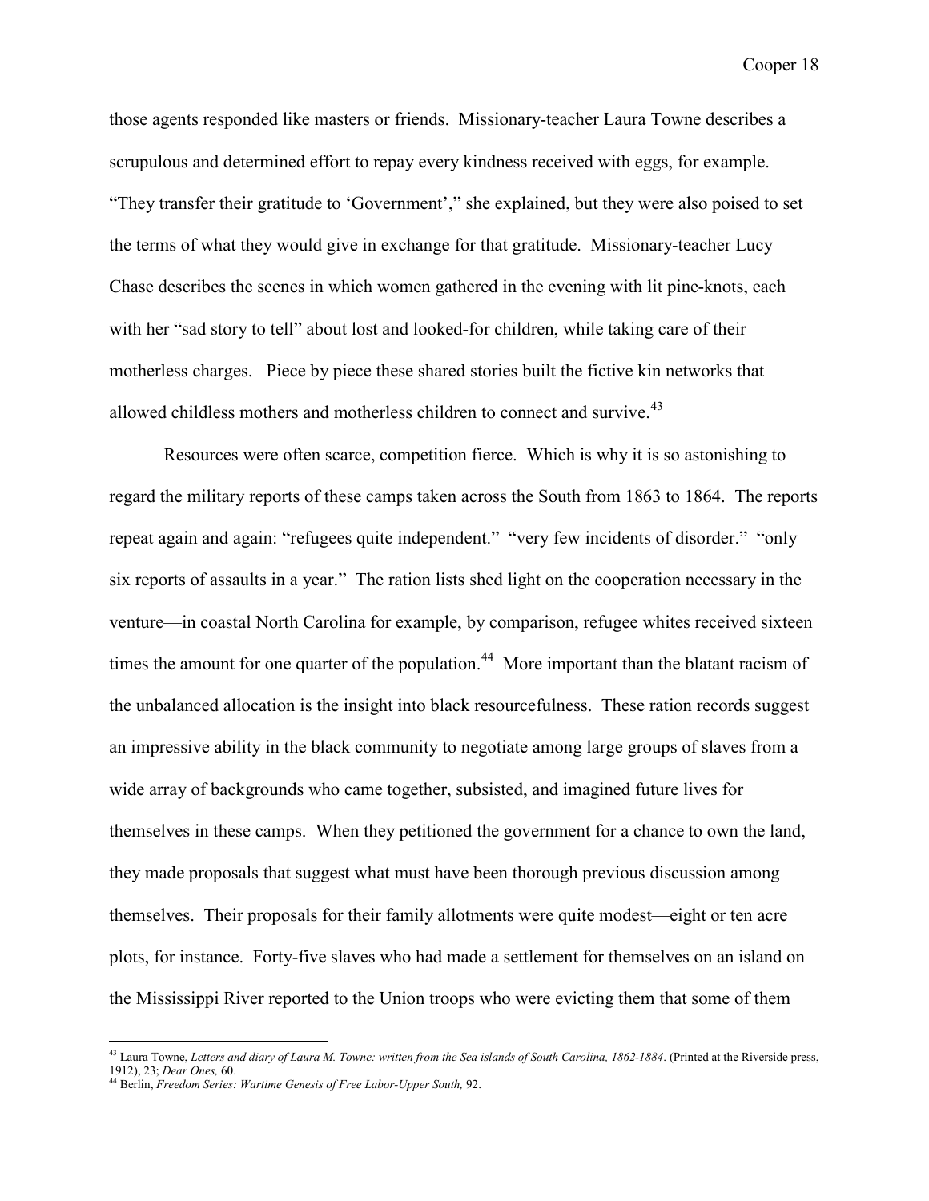those agents responded like masters or friends. Missionary-teacher Laura Towne describes a scrupulous and determined effort to repay every kindness received with eggs, for example. "They transfer their gratitude to 'Government'," she explained, but they were also poised to set the terms of what they would give in exchange for that gratitude. Missionary-teacher Lucy Chase describes the scenes in which women gathered in the evening with lit pine-knots, each with her "sad story to tell" about lost and looked-for children, while taking care of their motherless charges. Piece by piece these shared stories built the fictive kin networks that allowed childless mothers and motherless children to connect and survive.[43]

Resources were often scarce, competition fierce. Which is why it is so astonishing to regard the military reports of these camps taken across the South from 1863 to 1864. The reports repeat again and again: "refugees quite independent." "very few incidents of disorder." "only six reports of assaults in a year." The ration lists shed light on the cooperation necessary in the venture—in coastal North Carolina for example, by comparison, refugee whites received sixteen times the amount for one quarter of the population.[44] More important than the blatant racism of the unbalanced allocation is the insight into black resourcefulness. These ration records suggest an impressive ability in the black community to negotiate among large groups of slaves from a wide array of backgrounds who came together, subsisted, and imagined future lives for themselves in these camps. When they petitioned the government for a chance to own the land, they made proposals that suggest what must have been thorough previous discussion among themselves. Their proposals for their family allotments were quite modest—eight or ten acre plots, for instance. Forty-five slaves who had made a settlement for themselves on an island on the Mississippi River reported to the Union troops who were evicting them that some of them

---

[43] Laura Towne, *Letters and diary of Laura M. Towne: written from the Sea islands of South Carolina, 1862-1884*. (Printed at the Riverside press, 1912), 23; *Dear Ones,* 60.

[44] Berlin, *Freedom Series: Wartime Genesis of Free Labor-Upper South,* 92.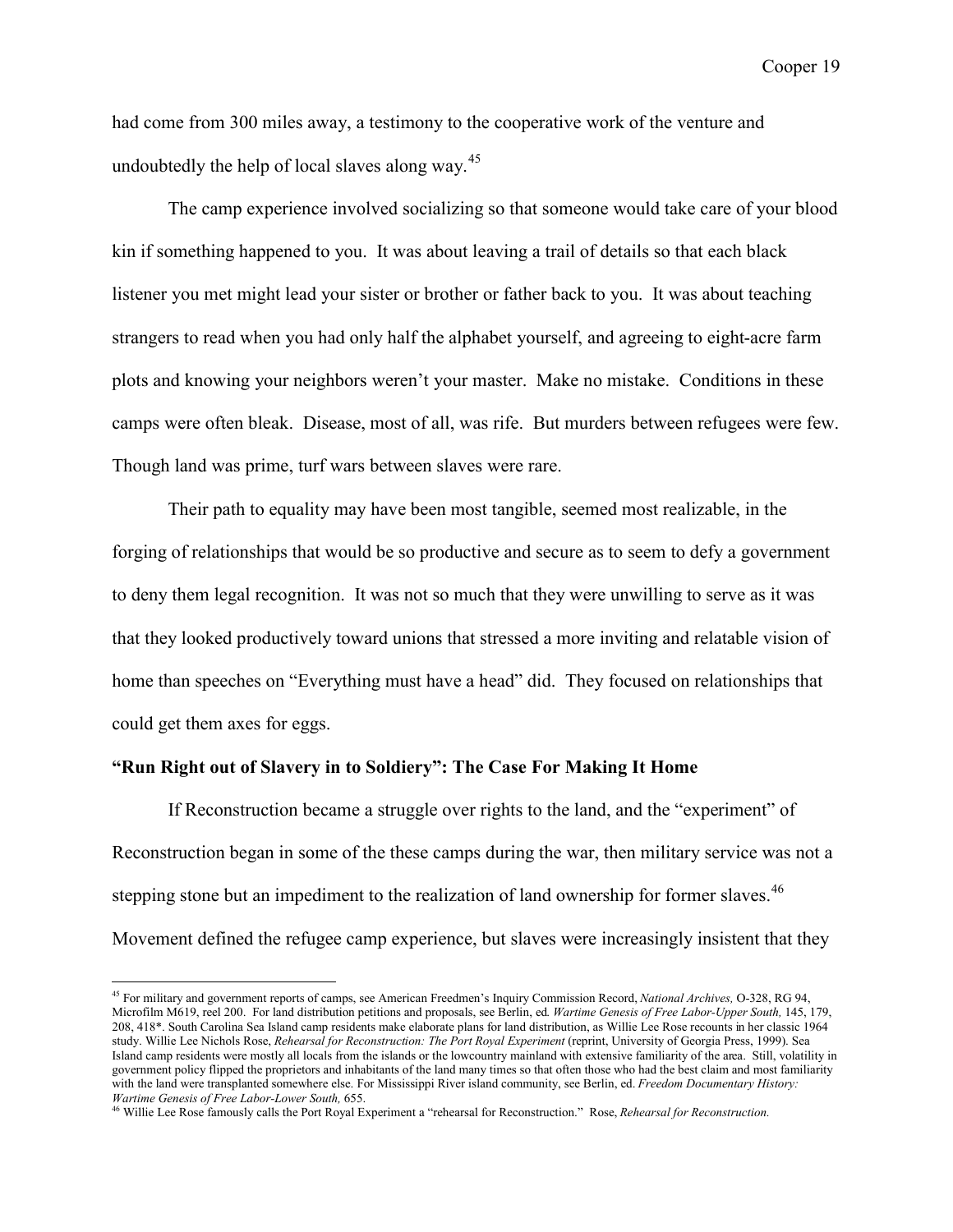had come from 300 miles away, a testimony to the cooperative work of the venture and undoubtedly the help of local slaves along way.[45]

The camp experience involved socializing so that someone would take care of your blood kin if something happened to you. It was about leaving a trail of details so that each black listener you met might lead your sister or brother or father back to you. It was about teaching strangers to read when you had only half the alphabet yourself, and agreeing to eight-acre farm plots and knowing your neighbors weren't your master. Make no mistake. Conditions in these camps were often bleak. Disease, most of all, was rife. But murders between refugees were few. Though land was prime, turf wars between slaves were rare.

Their path to equality may have been most tangible, seemed most realizable, in the forging of relationships that would be so productive and secure as to seem to defy a government to deny them legal recognition. It was not so much that they were unwilling to serve as it was that they looked productively toward unions that stressed a more inviting and relatable vision of home than speeches on "Everything must have a head" did. They focused on relationships that could get them axes for eggs.

### "Run Right out of Slavery in to Soldiery": The Case For Making It Home

If Reconstruction became a struggle over rights to the land, and the "experiment" of Reconstruction began in some of the these camps during the war, then military service was not a stepping stone but an impediment to the realization of land ownership for former slaves.[46] Movement defined the refugee camp experience, but slaves were increasingly insistent that they

---

[45] For military and government reports of camps, see American Freedmen's Inquiry Commission Record, *National Archives,* O-328, RG 94, Microfilm M619, reel 200. For land distribution petitions and proposals, see Berlin, ed. *Wartime Genesis of Free Labor-Upper South,* 145, 179, 208, 418*. South Carolina Sea Island camp residents make elaborate plans for land distribution, as Willie Lee Rose recounts in her classic 1964 study. Willie Lee Nichols Rose, *Rehearsal for Reconstruction: The Port Royal Experiment* (reprint, University of Georgia Press, 1999). Sea Island camp residents were mostly all locals from the islands or the lowcountry mainland with extensive familiarity of the area. Still, volatility in government policy flipped the proprietors and inhabitants of the land many times so that often those who had the best claim and most familiarity with the land were transplanted somewhere else. For Mississippi River island community, see Berlin, ed. *Freedom Documentary History: Wartime Genesis of Free Labor-Lower South,* 655.

[46] Willie Lee Rose famously calls the Port Royal Experiment a "rehearsal for Reconstruction." Rose, *Rehearsal for Reconstruction.*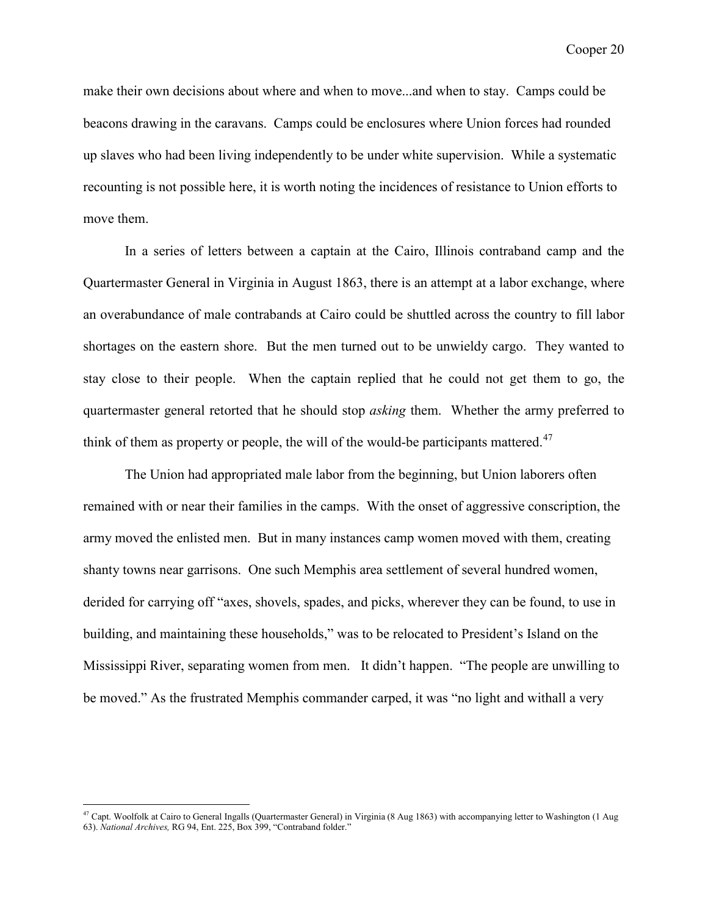make their own decisions about where and when to move...and when to stay. Camps could be beacons drawing in the caravans. Camps could be enclosures where Union forces had rounded up slaves who had been living independently to be under white supervision. While a systematic recounting is not possible here, it is worth noting the incidences of resistance to Union efforts to move them.

In a series of letters between a captain at the Cairo, Illinois contraband camp and the Quartermaster General in Virginia in August 1863, there is an attempt at a labor exchange, where an overabundance of male contrabands at Cairo could be shuttled across the country to fill labor shortages on the eastern shore. But the men turned out to be unwieldy cargo. They wanted to stay close to their people. When the captain replied that he could not get them to go, the quartermaster general retorted that he should stop *asking* them. Whether the army preferred to think of them as property or people, the will of the would-be participants mattered.[47]

The Union had appropriated male labor from the beginning, but Union laborers often remained with or near their families in the camps. With the onset of aggressive conscription, the army moved the enlisted men. But in many instances camp women moved with them, creating shanty towns near garrisons. One such Memphis area settlement of several hundred women, derided for carrying off "axes, shovels, spades, and picks, wherever they can be found, to use in building, and maintaining these households," was to be relocated to President's Island on the Mississippi River, separating women from men. It didn't happen. "The people are unwilling to be moved." As the frustrated Memphis commander carped, it was "no light and withall a very

---

[47] Capt. Woolfolk at Cairo to General Ingalls (Quartermaster General) in Virginia (8 Aug 1863) with accompanying letter to Washington (1 Aug 63). *National Archives,* RG 94, Ent. 225, Box 399, "Contraband folder."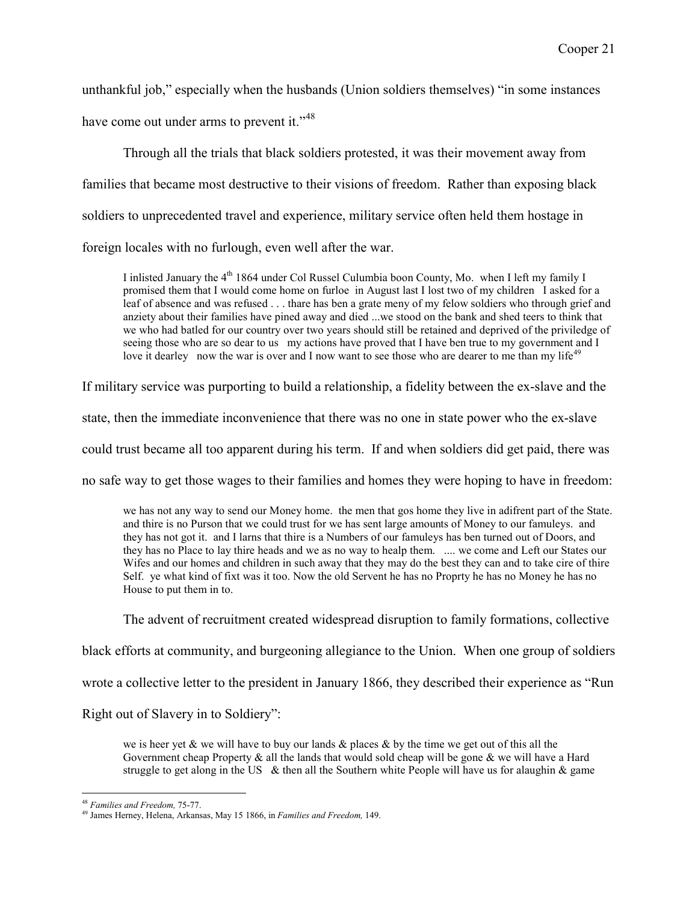unthankful job," especially when the husbands (Union soldiers themselves) "in some instances have come out under arms to prevent it."[48]

Through all the trials that black soldiers protested, it was their movement away from families that became most destructive to their visions of freedom. Rather than exposing black soldiers to unprecedented travel and experience, military service often held them hostage in foreign locales with no furlough, even well after the war.

> I inlisted January the 4th 1864 under Col Russel Culumbia boon County, Mo. when I left my family I promised them that I would come home on furloe in August last I lost two of my children I asked for a leaf of absence and was refused . . . thare has ben a grate meny of my felow soldiers who through grief and anziety about their families have pined away and died ...we stood on the bank and shed teers to think that we who had batled for our country over two years should still be retained and deprived of the priviledge of seeing those who are so dear to us my actions have proved that I have ben true to my government and I love it dearley now the war is over and I now want to see those who are dearer to me than my life[49]

If military service was purporting to build a relationship, a fidelity between the ex-slave and the state, then the immediate inconvenience that there was no one in state power who the ex-slave could trust became all too apparent during his term. If and when soldiers did get paid, there was no safe way to get those wages to their families and homes they were hoping to have in freedom:

> we has not any way to send our Money home. the men that gos home they live in adifrent part of the State. and thire is no Purson that we could trust for we has sent large amounts of Money to our famuleys. and they has not got it. and I larns that thire is a Numbers of our famuleys has ben turned out of Doors, and they has no Place to lay thire heads and we as no way to healp them. .... we come and Left our States our Wifes and our homes and children in such away that they may do the best they can and to take cire of thire Self. ye what kind of fixt was it too. Now the old Servent he has no Proprty he has no Money he has no House to put them in to.

The advent of recruitment created widespread disruption to family formations, collective black efforts at community, and burgeoning allegiance to the Union. When one group of soldiers wrote a collective letter to the president in January 1866, they described their experience as "Run Right out of Slavery in to Soldiery":

> we is heer yet & we will have to buy our lands & places & by the time we get out of this all the Government cheap Property & all the lands that would sold cheap will be gone & we will have a Hard struggle to get along in the US & then all the Southern white People will have us for alaughin & game

---

[48] *Families and Freedom,* 75-77.

[49] James Herney, Helena, Arkansas, May 15 1866, in *Families and Freedom,* 149.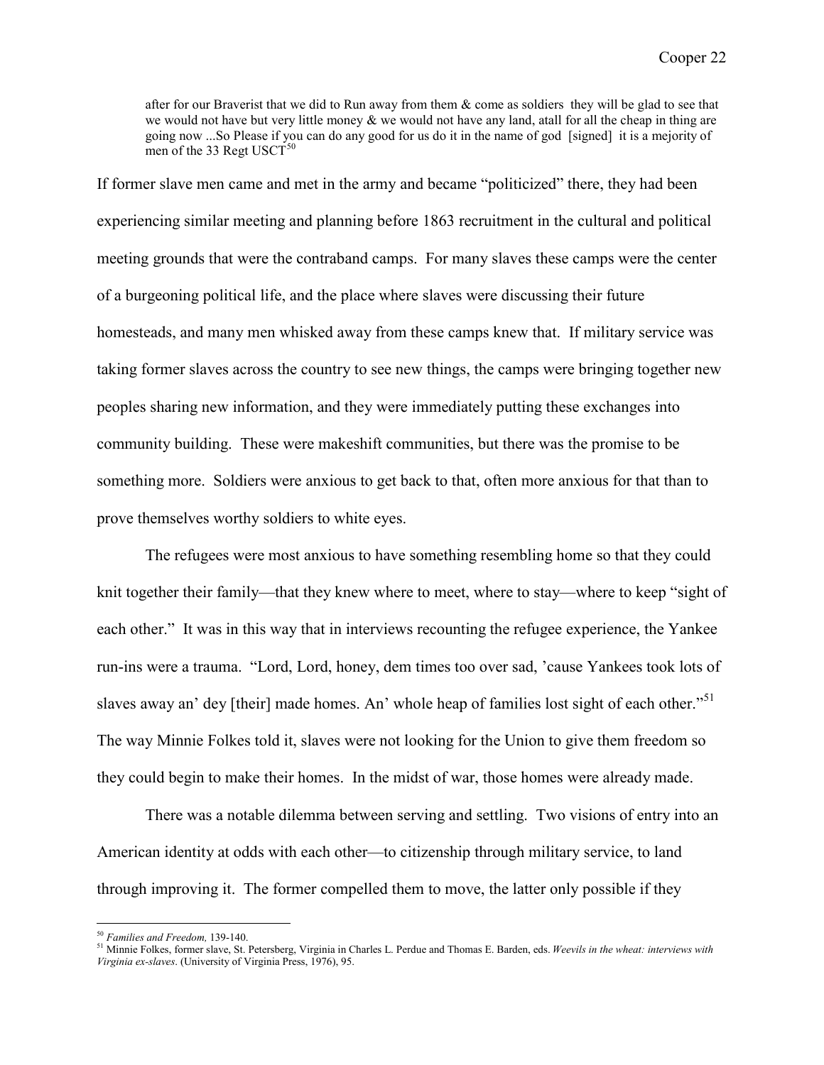> after for our Braverist that we did to Run away from them & come as soldiers they will be glad to see that we would not have but very little money & we would not have any land, atall for all the cheap in thing are going now ...So Please if you can do any good for us do it in the name of god [signed] it is a mejority of men of the 33 Regt USCT[50]

If former slave men came and met in the army and became "politicized" there, they had been experiencing similar meeting and planning before 1863 recruitment in the cultural and political meeting grounds that were the contraband camps. For many slaves these camps were the center of a burgeoning political life, and the place where slaves were discussing their future homesteads, and many men whisked away from these camps knew that. If military service was taking former slaves across the country to see new things, the camps were bringing together new peoples sharing new information, and they were immediately putting these exchanges into community building. These were makeshift communities, but there was the promise to be something more. Soldiers were anxious to get back to that, often more anxious for that than to prove themselves worthy soldiers to white eyes.

The refugees were most anxious to have something resembling home so that they could knit together their family—that they knew where to meet, where to stay—where to keep "sight of each other." It was in this way that in interviews recounting the refugee experience, the Yankee run-ins were a trauma. "Lord, Lord, honey, dem times too over sad, 'cause Yankees took lots of slaves away an' dey [their] made homes. An' whole heap of families lost sight of each other."[51] The way Minnie Folkes told it, slaves were not looking for the Union to give them freedom so they could begin to make their homes. In the midst of war, those homes were already made.

There was a notable dilemma between serving and settling. Two visions of entry into an American identity at odds with each other—to citizenship through military service, to land through improving it. The former compelled them to move, the latter only possible if they

---

[50] *Families and Freedom,* 139-140.

[51] Minnie Folkes, former slave, St. Petersberg, Virginia in Charles L. Perdue and Thomas E. Barden, eds. *Weevils in the wheat: interviews with Virginia ex-slaves*. (University of Virginia Press, 1976), 95.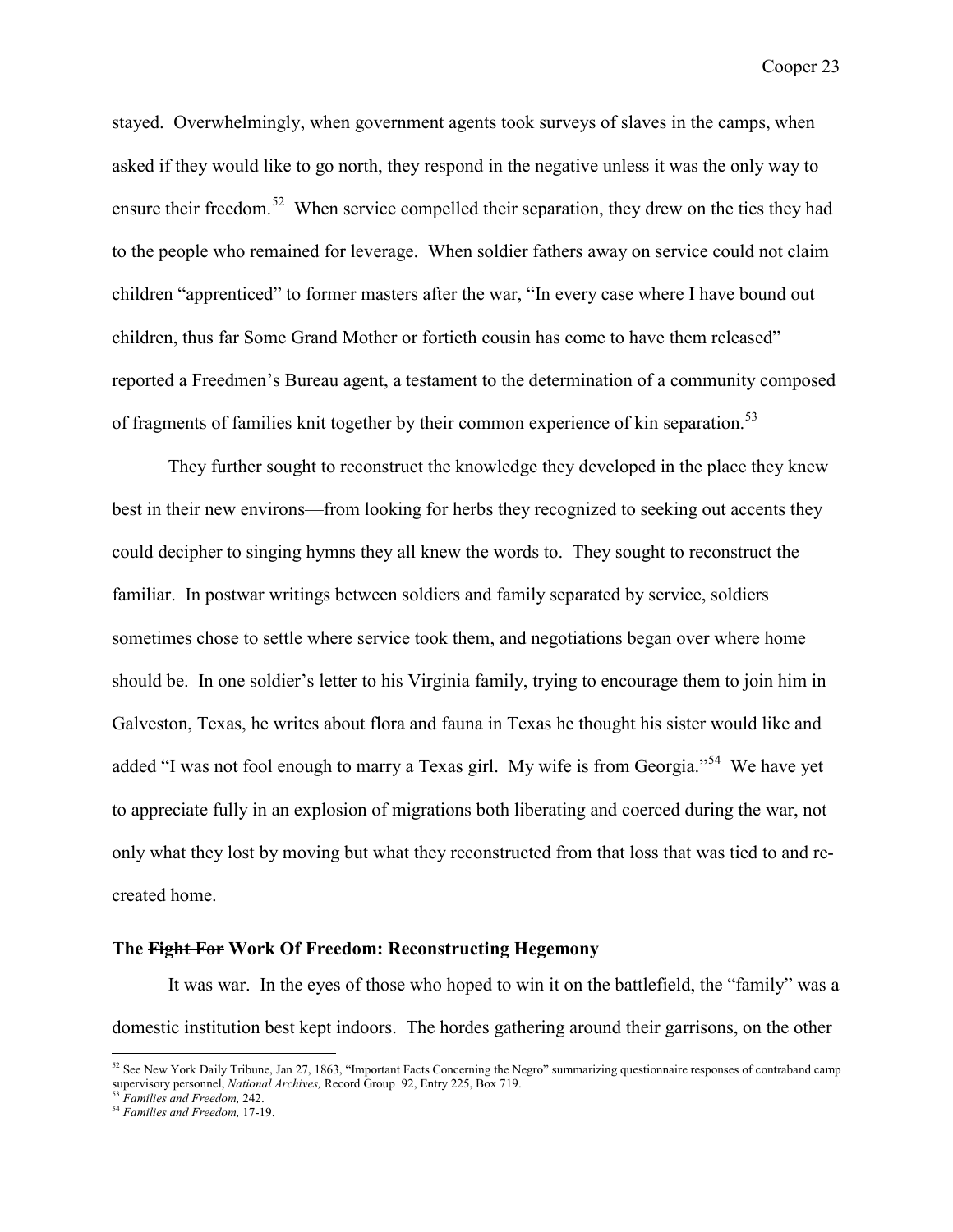stayed. Overwhelmingly, when government agents took surveys of slaves in the camps, when asked if they would like to go north, they respond in the negative unless it was the only way to ensure their freedom.[52] When service compelled their separation, they drew on the ties they had to the people who remained for leverage. When soldier fathers away on service could not claim children "apprenticed" to former masters after the war, "In every case where I have bound out children, thus far Some Grand Mother or fortieth cousin has come to have them released" reported a Freedmen's Bureau agent, a testament to the determination of a community composed of fragments of families knit together by their common experience of kin separation.[53]

They further sought to reconstruct the knowledge they developed in the place they knew best in their new environs—from looking for herbs they recognized to seeking out accents they could decipher to singing hymns they all knew the words to. They sought to reconstruct the familiar. In postwar writings between soldiers and family separated by service, soldiers sometimes chose to settle where service took them, and negotiations began over where home should be. In one soldier's letter to his Virginia family, trying to encourage them to join him in Galveston, Texas, he writes about flora and fauna in Texas he thought his sister would like and added "I was not fool enough to marry a Texas girl. My wife is from Georgia."[54] We have yet to appreciate fully in an explosion of migrations both liberating and coerced during the war, not only what they lost by moving but what they reconstructed from that loss that was tied to and re-created home.

### The ~~Fight For~~ Work Of Freedom: Reconstructing Hegemony

It was war. In the eyes of those who hoped to win it on the battlefield, the "family" was a domestic institution best kept indoors. The hordes gathering around their garrisons, on the other

---

[52] See New York Daily Tribune, Jan 27, 1863, "Important Facts Concerning the Negro" summarizing questionnaire responses of contraband camp supervisory personnel, *National Archives,* Record Group 92, Entry 225, Box 719.

[53] *Families and Freedom,* 242.

[54] *Families and Freedom,* 17-19.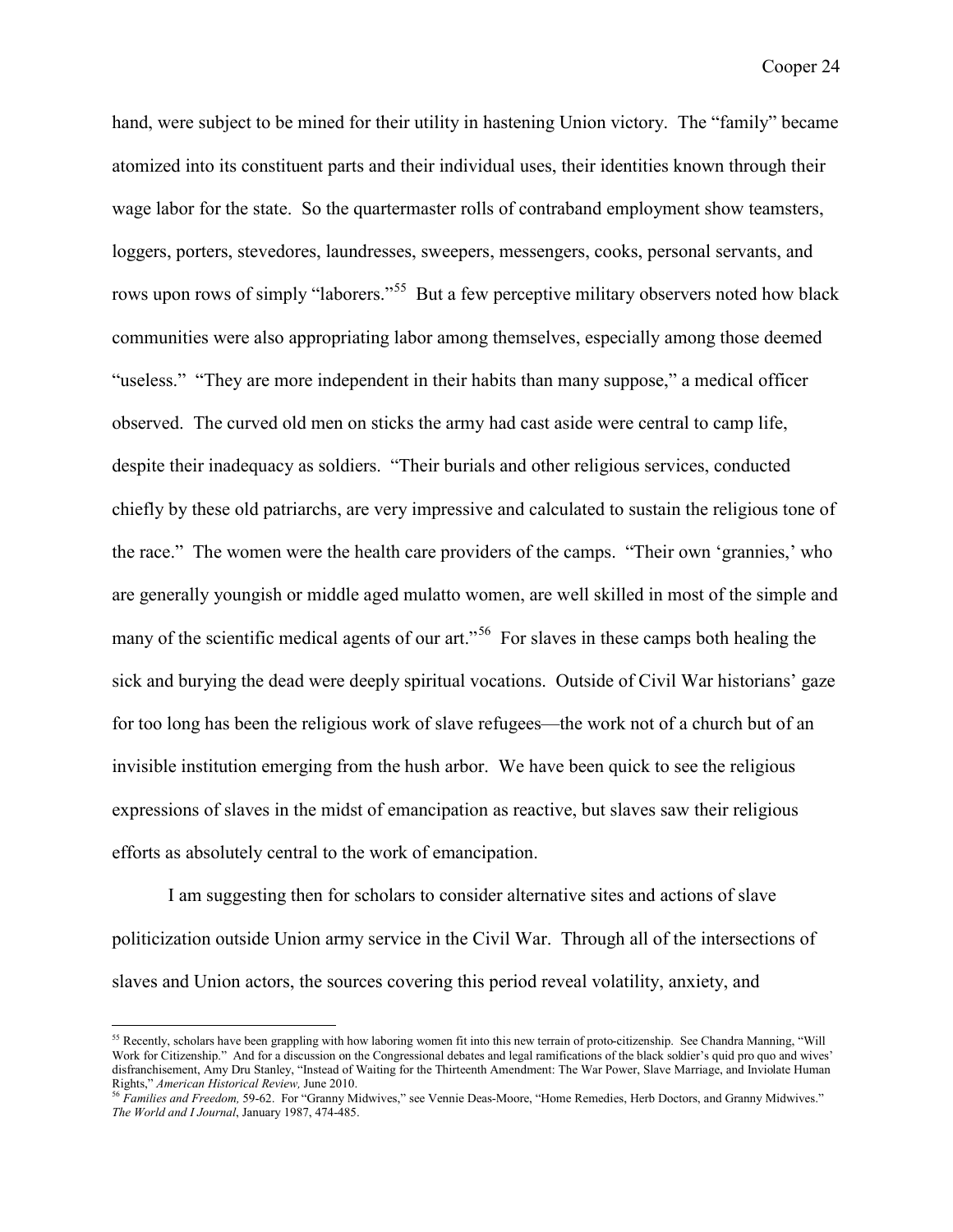hand, were subject to be mined for their utility in hastening Union victory. The "family" became atomized into its constituent parts and their individual uses, their identities known through their wage labor for the state. So the quartermaster rolls of contraband employment show teamsters, loggers, porters, stevedores, laundresses, sweepers, messengers, cooks, personal servants, and rows upon rows of simply "laborers."[55] But a few perceptive military observers noted how black communities were also appropriating labor among themselves, especially among those deemed "useless." "They are more independent in their habits than many suppose," a medical officer observed. The curved old men on sticks the army had cast aside were central to camp life, despite their inadequacy as soldiers. "Their burials and other religious services, conducted chiefly by these old patriarchs, are very impressive and calculated to sustain the religious tone of the race." The women were the health care providers of the camps. "Their own 'grannies,' who are generally youngish or middle aged mulatto women, are well skilled in most of the simple and many of the scientific medical agents of our art."[56] For slaves in these camps both healing the sick and burying the dead were deeply spiritual vocations. Outside of Civil War historians' gaze for too long has been the religious work of slave refugees—the work not of a church but of an invisible institution emerging from the hush arbor. We have been quick to see the religious expressions of slaves in the midst of emancipation as reactive, but slaves saw their religious efforts as absolutely central to the work of emancipation.

I am suggesting then for scholars to consider alternative sites and actions of slave politicization outside Union army service in the Civil War. Through all of the intersections of slaves and Union actors, the sources covering this period reveal volatility, anxiety, and

---

[55] Recently, scholars have been grappling with how laboring women fit into this new terrain of proto-citizenship. See Chandra Manning, "Will Work for Citizenship." And for a discussion on the Congressional debates and legal ramifications of the black soldier's quid pro quo and wives' disfranchisement, Amy Dru Stanley, "Instead of Waiting for the Thirteenth Amendment: The War Power, Slave Marriage, and Inviolate Human Rights," *American Historical Review,* June 2010.

[56] *Families and Freedom,* 59-62. For "Granny Midwives," see Vennie Deas-Moore, "Home Remedies, Herb Doctors, and Granny Midwives." *The World and I Journal*, January 1987, 474-485.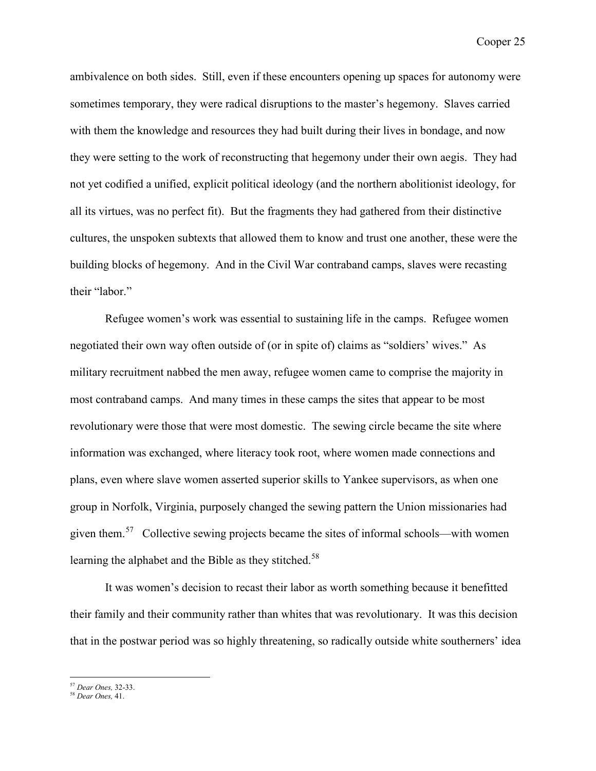ambivalence on both sides. Still, even if these encounters opening up spaces for autonomy were sometimes temporary, they were radical disruptions to the master's hegemony. Slaves carried with them the knowledge and resources they had built during their lives in bondage, and now they were setting to the work of reconstructing that hegemony under their own aegis. They had not yet codified a unified, explicit political ideology (and the northern abolitionist ideology, for all its virtues, was no perfect fit). But the fragments they had gathered from their distinctive cultures, the unspoken subtexts that allowed them to know and trust one another, these were the building blocks of hegemony. And in the Civil War contraband camps, slaves were recasting their "labor."

Refugee women's work was essential to sustaining life in the camps. Refugee women negotiated their own way often outside of (or in spite of) claims as "soldiers' wives." As military recruitment nabbed the men away, refugee women came to comprise the majority in most contraband camps. And many times in these camps the sites that appear to be most revolutionary were those that were most domestic. The sewing circle became the site where information was exchanged, where literacy took root, where women made connections and plans, even where slave women asserted superior skills to Yankee supervisors, as when one group in Norfolk, Virginia, purposely changed the sewing pattern the Union missionaries had given them.[57] Collective sewing projects became the sites of informal schools—with women learning the alphabet and the Bible as they stitched.[58]

It was women's decision to recast their labor as worth something because it benefitted their family and their community rather than whites that was revolutionary. It was this decision that in the postwar period was so highly threatening, so radically outside white southerners' idea

---

[57] *Dear Ones,* 32-33.

[58] *Dear Ones,* 41.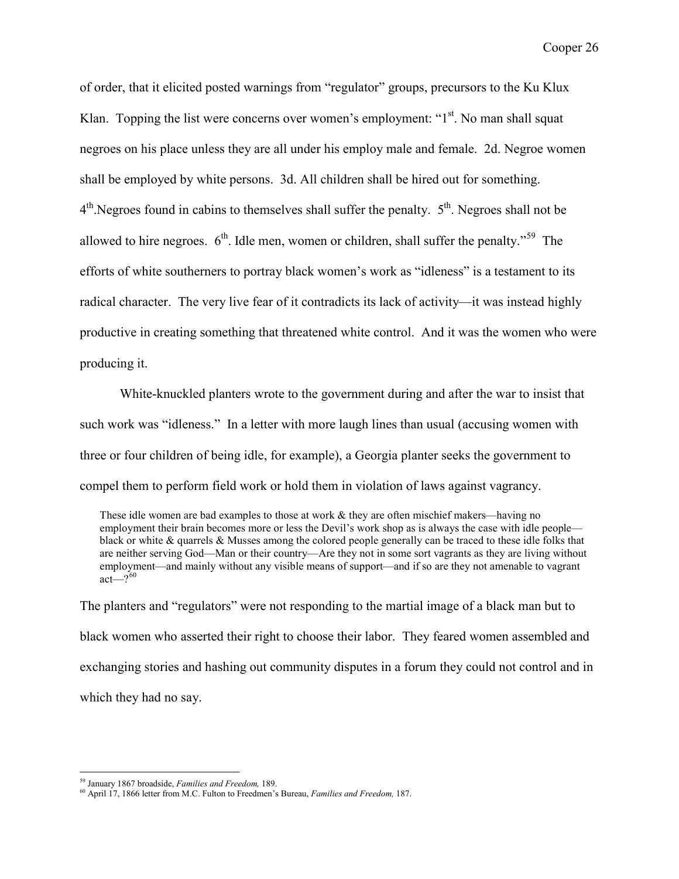of order, that it elicited posted warnings from "regulator" groups, precursors to the Ku Klux Klan. Topping the list were concerns over women's employment: "1st. No man shall squat negroes on his place unless they are all under his employ male and female. 2d. Negroe women shall be employed by white persons. 3d. All children shall be hired out for something. 4th. Negroes found in cabins to themselves shall suffer the penalty. 5th. Negroes shall not be allowed to hire negroes. 6th. Idle men, women or children, shall suffer the penalty."[59] The efforts of white southerners to portray black women's work as "idleness" is a testament to its radical character. The very live fear of it contradicts its lack of activity—it was instead highly productive in creating something that threatened white control. And it was the women who were producing it.

White-knuckled planters wrote to the government during and after the war to insist that such work was "idleness." In a letter with more laugh lines than usual (accusing women with three or four children of being idle, for example), a Georgia planter seeks the government to compel them to perform field work or hold them in violation of laws against vagrancy.

> These idle women are bad examples to those at work & they are often mischief makers—having no employment their brain becomes more or less the Devil's work shop as is always the case with idle people—black or white & quarrels & Musses among the colored people generally can be traced to these idle folks that are neither serving God—Man or their country—Are they not in some sort vagrants as they are living without employment—and mainly without any visible means of support—and if so are they not amenable to vagrant act—?[60]

The planters and "regulators" were not responding to the martial image of a black man but to black women who asserted their right to choose their labor. They feared women assembled and exchanging stories and hashing out community disputes in a forum they could not control and in which they had no say.

---

[59] January 1867 broadside, *Families and Freedom,* 189.

[60] April 17, 1866 letter from M.C. Fulton to Freedmen's Bureau, *Families and Freedom,* 187.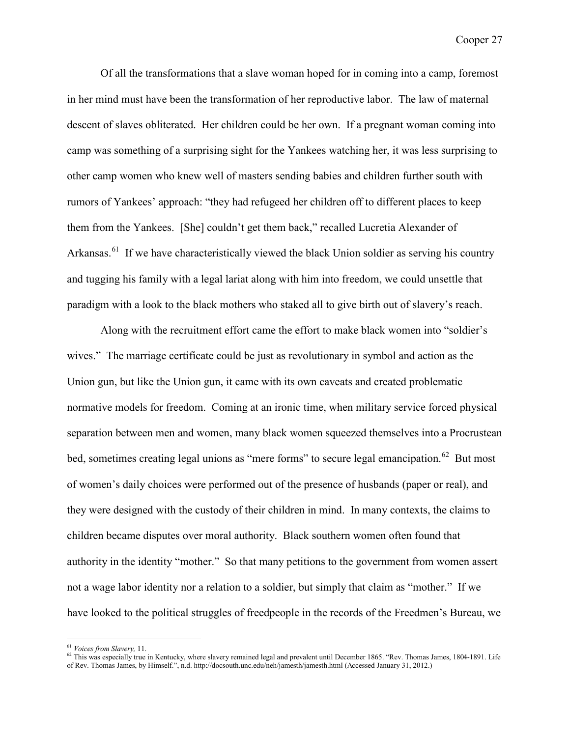Of all the transformations that a slave woman hoped for in coming into a camp, foremost in her mind must have been the transformation of her reproductive labor. The law of maternal descent of slaves obliterated. Her children could be her own. If a pregnant woman coming into camp was something of a surprising sight for the Yankees watching her, it was less surprising to other camp women who knew well of masters sending babies and children further south with rumors of Yankees' approach: "they had refugeed her children off to different places to keep them from the Yankees. [She] couldn't get them back," recalled Lucretia Alexander of Arkansas.[61] If we have characteristically viewed the black Union soldier as serving his country and tugging his family with a legal lariat along with him into freedom, we could unsettle that paradigm with a look to the black mothers who staked all to give birth out of slavery's reach.

Along with the recruitment effort came the effort to make black women into "soldier's wives." The marriage certificate could be just as revolutionary in symbol and action as the Union gun, but like the Union gun, it came with its own caveats and created problematic normative models for freedom. Coming at an ironic time, when military service forced physical separation between men and women, many black women squeezed themselves into a Procrustean bed, sometimes creating legal unions as "mere forms" to secure legal emancipation.[62] But most of women's daily choices were performed out of the presence of husbands (paper or real), and they were designed with the custody of their children in mind. In many contexts, the claims to children became disputes over moral authority. Black southern women often found that authority in the identity "mother." So that many petitions to the government from women assert not a wage labor identity nor a relation to a soldier, but simply that claim as "mother." If we have looked to the political struggles of freedpeople in the records of the Freedmen's Bureau, we

---

[61] *Voices from Slavery,* 11.

[62] This was especially true in Kentucky, where slavery remained legal and prevalent until December 1865. "Rev. Thomas James, 1804-1891. Life of Rev. Thomas James, by Himself.", n.d. http://docsouth.unc.edu/neh/jamesth/jamesth.html (Accessed January 31, 2012.)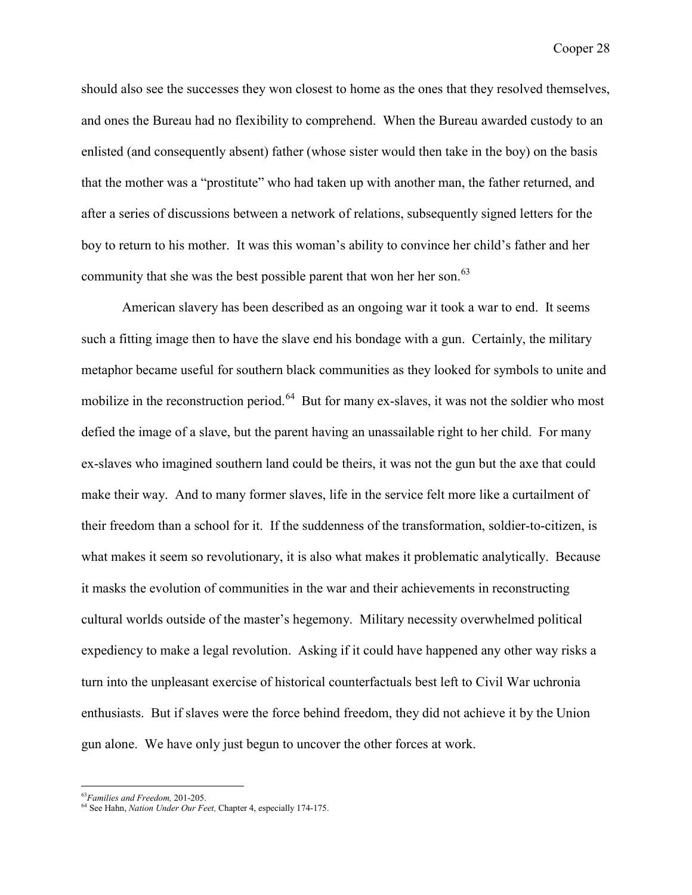should also see the successes they won closest to home as the ones that they resolved themselves, and ones the Bureau had no flexibility to comprehend. When the Bureau awarded custody to an enlisted (and consequently absent) father (whose sister would then take in the boy) on the basis that the mother was a "prostitute" who had taken up with another man, the father returned, and after a series of discussions between a network of relations, subsequently signed letters for the boy to return to his mother. It was this woman's ability to convince her child's father and her community that she was the best possible parent that won her her son.[63]

American slavery has been described as an ongoing war it took a war to end. It seems such a fitting image then to have the slave end his bondage with a gun. Certainly, the military metaphor became useful for southern black communities as they looked for symbols to unite and mobilize in the reconstruction period.[64] But for many ex-slaves, it was not the soldier who most defied the image of a slave, but the parent having an unassailable right to her child. For many ex-slaves who imagined southern land could be theirs, it was not the gun but the axe that could make their way. And to many former slaves, life in the service felt more like a curtailment of their freedom than a school for it. If the suddenness of the transformation, soldier-to-citizen, is what makes it seem so revolutionary, it is also what makes it problematic analytically. Because it masks the evolution of communities in the war and their achievements in reconstructing cultural worlds outside of the master's hegemony. Military necessity overwhelmed political expediency to make a legal revolution. Asking if it could have happened any other way risks a turn into the unpleasant exercise of historical counterfactuals best left to Civil War uchronia enthusiasts. But if slaves were the force behind freedom, they did not achieve it by the Union gun alone. We have only just begun to uncover the other forces at work.

---

[63] *Families and Freedom,* 201-205.

[64] See Hahn, *Nation Under Our Feet,* Chapter 4, especially 174-175.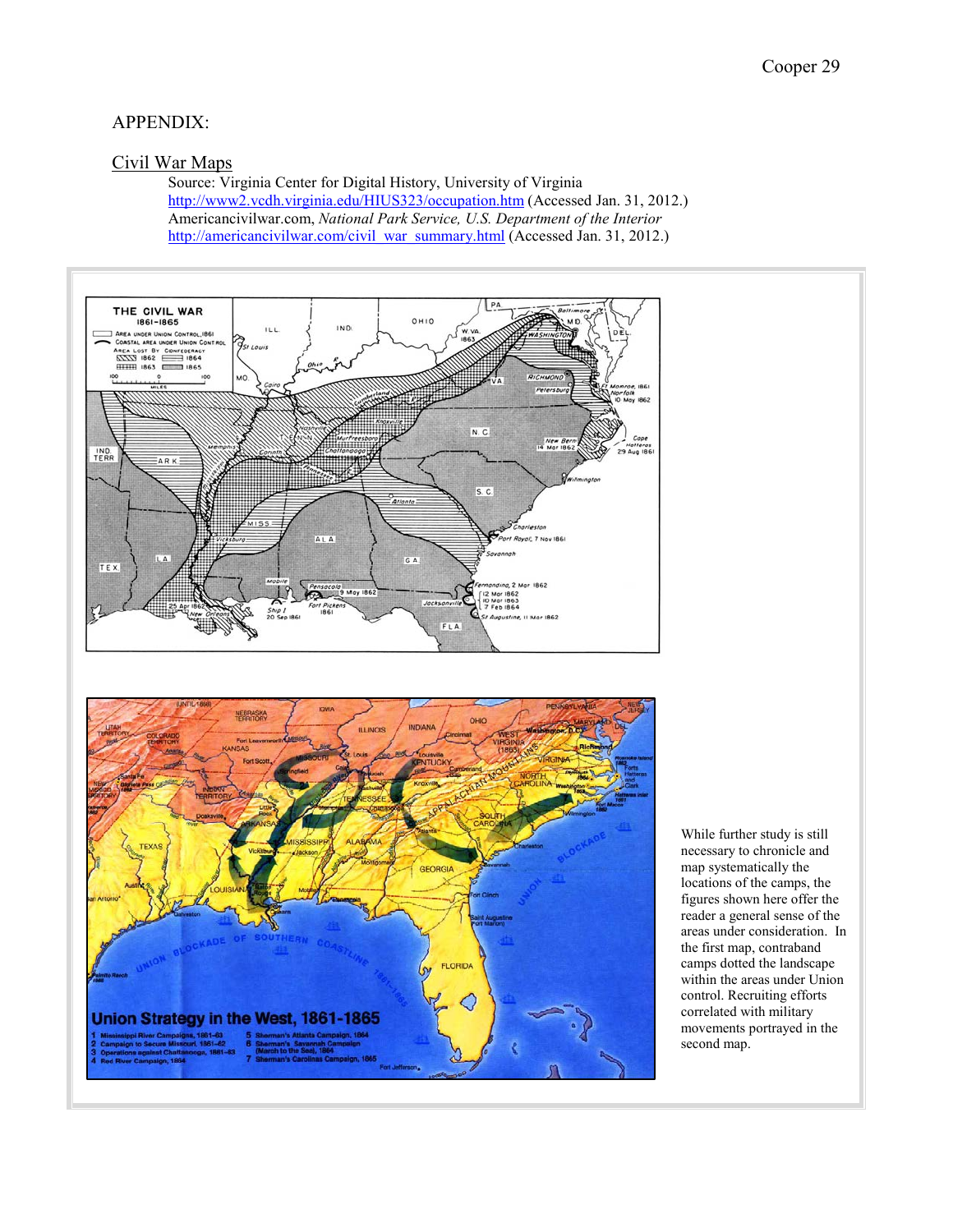APPENDIX:

Civil War Maps

Source: Virginia Center for Digital History, University of Virginia
http://www2.vcdh.virginia.edu/HIUS323/occupation.htm (Accessed Jan. 31, 2012.)
Americancivilwar.com, *National Park Service, U.S. Department of the Interior*
http://americancivilwar.com/civil_war_summary.html (Accessed Jan. 31, 2012.)

While further study is still necessary to chronicle and map systematically the locations of the camps, the figures shown here offer the reader a general sense of the areas under consideration. In the first map, contraband camps dotted the landscape within the areas under Union control. Recruiting efforts correlated with military movements portrayed in the second map.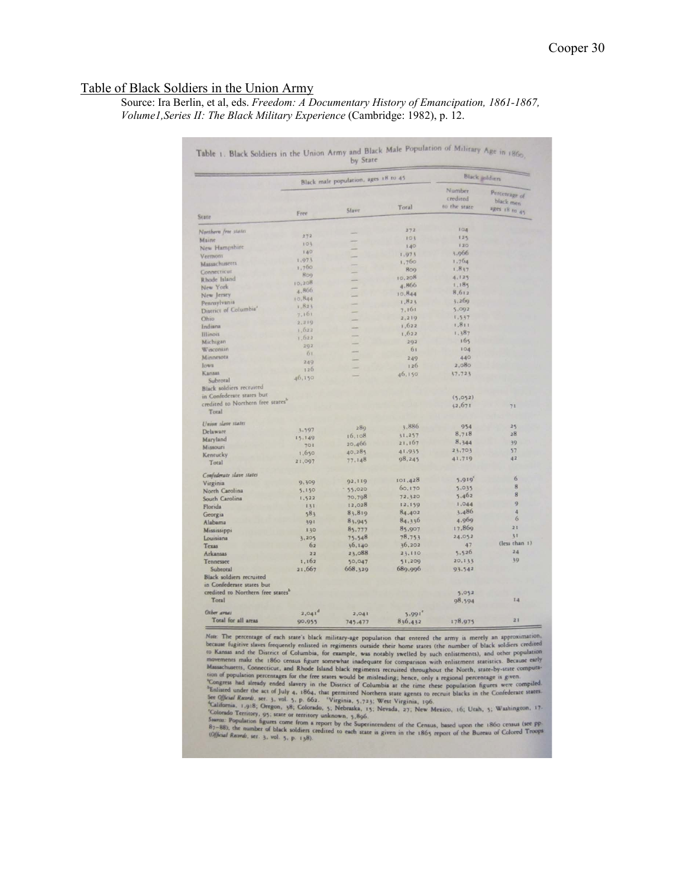## Table of Black Soldiers in the Union Army

Source: Ira Berlin, et al, eds. *Freedom: A Documentary History of Emancipation, 1861-1867, Volume1,Series II: The Black Military Experience* (Cambridge: 1982), p. 12.

Table 1. Black Soldiers in the Union Army and Black Male Population of Military Age in 1860, by State

| State | Black male population, ages 18 to 45 | | | Black soldiers | |
|---|---|---|---|---|---|
| | Free | Slave | Total | Number credited to the state | Percentage of black men ages 18 to 45 |
| *Northern free states* | | | | | |
| Maine | 372 | — | 272 | 104 | |
| New Hampshire | 105 | — | 105 | 125 | |
| Vermont | 140 | — | 140 | 120 | |
| Massachusetts | 1,973 | — | 1,973 | 3,966 | |
| Connecticut | 1,760 | — | 1,760 | 1,764 | |
| Rhode Island | 809 | — | 809 | 1,837 | |
| New York | 10,208 | — | 10,208 | 4,125 | |
| New Jersey | 4,866 | — | 4,866 | 1,185 | |
| Pennsylvania | 10,844 | — | 10,844 | 8,612 | |
| District of Columbia[a] | 1,823 | — | 1,823 | 3,269 | |
| Ohio | 7,161 | — | 7,161 | 5,092 | |
| Indiana | 2,219 | — | 2,219 | 1,537 | |
| Illinois | 1,622 | — | 1,622 | 1,811 | |
| Michigan | 1,622 | — | 1,622 | 1,387 | |
| Wisconsin | 292 | — | 292 | 165 | |
| Minnesota | 61 | — | 61 | 104 | |
| Iowa | 249 | — | 249 | 440 | |
| Kansas | 126 | — | 126 | 2,080 | |
| Subtotal | 46,150 | | 46,150 | 37,723 | |
| Black soldiers recruited in Confederate states but credited to Northern free states[b] | | | | (5,052) | |
| Total | | | | 32,671 | 71 |
| *Union slave states* | | | | | |
| Delaware | 3,597 | 289 | 3,886 | 954 | 25 |
| Maryland | 15,149 | 16,108 | 31,257 | 8,718 | 28 |
| Missouri | 701 | 20,466 | 21,167 | 8,344 | 39 |
| Kentucky | 1,650 | 40,285 | 41,935 | 23,703 | 57 |
| Total | 21,097 | 77,148 | 98,245 | 41,719 | 42 |
| *Confederate slave states* | | | | | |
| Virginia | 9,309 | 92,119 | 101,428 | 5,919[c] | 6 |
| North Carolina | 5,150 | 55,020 | 60,170 | 5,035 | 8 |
| South Carolina | 1,522 | 70,798 | 72,320 | 5,462 | 8 |
| Florida | 131 | 12,028 | 12,159 | 1,044 | 9 |
| Georgia | 583 | 83,819 | 84,402 | 3,486 | 4 |
| Alabama | 391 | 83,945 | 84,336 | 4,969 | 6 |
| Mississippi | 130 | 85,777 | 85,907 | 17,869 | 21 |
| Louisiana | 3,205 | 75,548 | 78,753 | 24,052 | 31 |
| Texas | 62 | 36,140 | 36,202 | 47 | (less than 1) |
| Arkansas | 22 | 23,088 | 23,110 | 5,526 | 24 |
| Tennessee | 1,162 | 50,047 | 51,209 | 20,133 | 39 |
| Subtotal | 21,667 | 668,329 | 689,996 | 93,542 | |
| Black soldiers recruited in Confederate states but credited to Northern free states[b] | | | | 5,052 | |
| Total | | | | 98,594 | 14 |
| *Other areas* | 2,041[d] | 2,041 | 3,991[e] | | |
| Total for all areas | 90,955 | 745,477 | 836,432 | 178,975 | 21 |

*Note:* The percentage of each state's black military-age population that entered the army is merely an approximation, because fugitive slaves frequently enlisted in regiments outside their home states (the number of black soldiers credited to Kansas and the District of Columbia, for example, was notably swelled by such enlistments), and other population movements make the 1860 census figure somewhat inadequate for comparison with enlistment statistics. Because early Massachusetts, Connecticut, and Rhode Island black regiments recruited throughout the North, state-by-state computation of population percentages for the free states would be misleading; hence, only a regional percentage is given.

[a]Congress had already ended slavery in the District of Columbia at the time these population figures were compiled.

[b]Enlisted under the act of July 4, 1864, that permitted Northern state agents to recruit blacks in the Confederate states. See *Official Records*, ser. 3, vol. 5, p. 662.

[c]Virginia, 5,723; West Virginia, 196.

[d]California, 1,918; Oregon, 38; Colorado, 5; Nebraska, 15; Nevada, 27; New Mexico, 16; Utah, 5; Washington, 17.

[e]Colorado Territory, 95; state or territory unknown, 3,896.

*Sources:* Population figures come from a report by the Superintendent of the Census, based upon the 1860 census (see pp. 87–88); the number of black soldiers credited to each state is given in the 1865 report of the Bureau of Colored Troops (*Official Records*, ser. 3, vol. 5, p. 138).